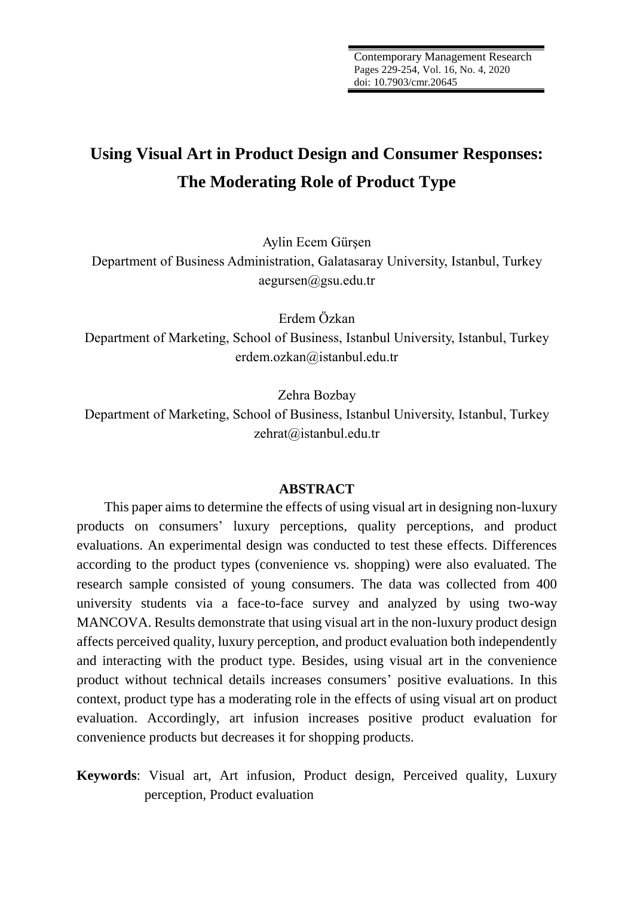# Using Visual Art in Product Design and Consumer Responses: The Moderating Role of Product Type

Aylin Ecem Gürşen
Department of Business Administration, Galatasaray University, Istanbul, Turkey
aegursen@gsu.edu.tr

Erdem Özkan
Department of Marketing, School of Business, Istanbul University, Istanbul, Turkey
erdem.ozkan@istanbul.edu.tr

Zehra Bozbay
Department of Marketing, School of Business, Istanbul University, Istanbul, Turkey
zehrat@istanbul.edu.tr

## ABSTRACT

This paper aims to determine the effects of using visual art in designing non-luxury products on consumers' luxury perceptions, quality perceptions, and product evaluations. An experimental design was conducted to test these effects. Differences according to the product types (convenience vs. shopping) were also evaluated. The research sample consisted of young consumers. The data was collected from 400 university students via a face-to-face survey and analyzed by using two-way MANCOVA. Results demonstrate that using visual art in the non-luxury product design affects perceived quality, luxury perception, and product evaluation both independently and interacting with the product type. Besides, using visual art in the convenience product without technical details increases consumers' positive evaluations. In this context, product type has a moderating role in the effects of using visual art on product evaluation. Accordingly, art infusion increases positive product evaluation for convenience products but decreases it for shopping products.

**Keywords**: Visual art, Art infusion, Product design, Perceived quality, Luxury perception, Product evaluation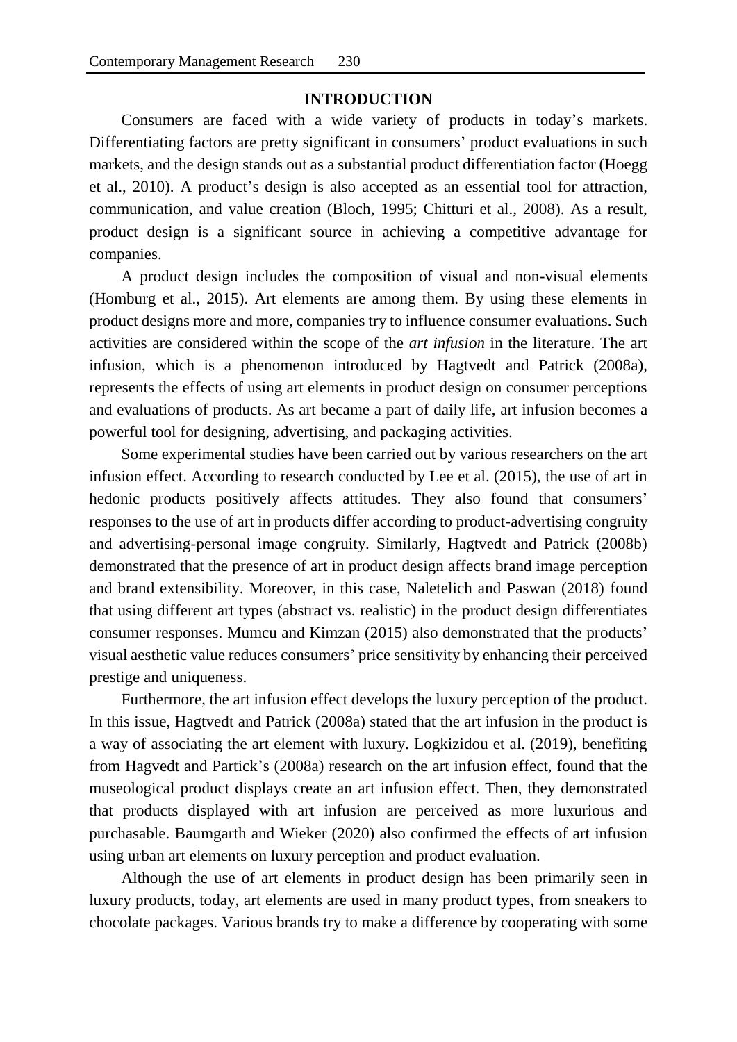## INTRODUCTION

Consumers are faced with a wide variety of products in today's markets. Differentiating factors are pretty significant in consumers' product evaluations in such markets, and the design stands out as a substantial product differentiation factor (Hoegg et al., 2010). A product's design is also accepted as an essential tool for attraction, communication, and value creation (Bloch, 1995; Chitturi et al., 2008). As a result, product design is a significant source in achieving a competitive advantage for companies.

A product design includes the composition of visual and non-visual elements (Homburg et al., 2015). Art elements are among them. By using these elements in product designs more and more, companies try to influence consumer evaluations. Such activities are considered within the scope of the *art infusion* in the literature. The art infusion, which is a phenomenon introduced by Hagtvedt and Patrick (2008a), represents the effects of using art elements in product design on consumer perceptions and evaluations of products. As art became a part of daily life, art infusion becomes a powerful tool for designing, advertising, and packaging activities.

Some experimental studies have been carried out by various researchers on the art infusion effect. According to research conducted by Lee et al. (2015), the use of art in hedonic products positively affects attitudes. They also found that consumers' responses to the use of art in products differ according to product-advertising congruity and advertising-personal image congruity. Similarly, Hagtvedt and Patrick (2008b) demonstrated that the presence of art in product design affects brand image perception and brand extensibility. Moreover, in this case, Naletelich and Paswan (2018) found that using different art types (abstract vs. realistic) in the product design differentiates consumer responses. Mumcu and Kimzan (2015) also demonstrated that the products' visual aesthetic value reduces consumers' price sensitivity by enhancing their perceived prestige and uniqueness.

Furthermore, the art infusion effect develops the luxury perception of the product. In this issue, Hagtvedt and Patrick (2008a) stated that the art infusion in the product is a way of associating the art element with luxury. Logkizidou et al. (2019), benefiting from Hagvedt and Partick's (2008a) research on the art infusion effect, found that the museological product displays create an art infusion effect. Then, they demonstrated that products displayed with art infusion are perceived as more luxurious and purchasable. Baumgarth and Wieker (2020) also confirmed the effects of art infusion using urban art elements on luxury perception and product evaluation.

Although the use of art elements in product design has been primarily seen in luxury products, today, art elements are used in many product types, from sneakers to chocolate packages. Various brands try to make a difference by cooperating with some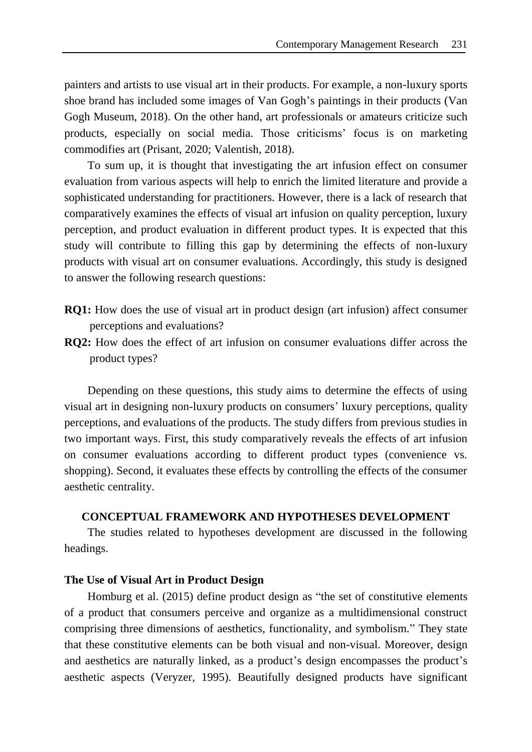painters and artists to use visual art in their products. For example, a non-luxury sports shoe brand has included some images of Van Gogh's paintings in their products (Van Gogh Museum, 2018). On the other hand, art professionals or amateurs criticize such products, especially on social media. Those criticisms' focus is on marketing commodifies art (Prisant, 2020; Valentish, 2018).

To sum up, it is thought that investigating the art infusion effect on consumer evaluation from various aspects will help to enrich the limited literature and provide a sophisticated understanding for practitioners. However, there is a lack of research that comparatively examines the effects of visual art infusion on quality perception, luxury perception, and product evaluation in different product types. It is expected that this study will contribute to filling this gap by determining the effects of non-luxury products with visual art on consumer evaluations. Accordingly, this study is designed to answer the following research questions:

**RQ1:** How does the use of visual art in product design (art infusion) affect consumer perceptions and evaluations?

**RQ2:** How does the effect of art infusion on consumer evaluations differ across the product types?

Depending on these questions, this study aims to determine the effects of using visual art in designing non-luxury products on consumers' luxury perceptions, quality perceptions, and evaluations of the products. The study differs from previous studies in two important ways. First, this study comparatively reveals the effects of art infusion on consumer evaluations according to different product types (convenience vs. shopping). Second, it evaluates these effects by controlling the effects of the consumer aesthetic centrality.

## CONCEPTUAL FRAMEWORK AND HYPOTHESES DEVELOPMENT

The studies related to hypotheses development are discussed in the following headings.

### The Use of Visual Art in Product Design

Homburg et al. (2015) define product design as "the set of constitutive elements of a product that consumers perceive and organize as a multidimensional construct comprising three dimensions of aesthetics, functionality, and symbolism." They state that these constitutive elements can be both visual and non-visual. Moreover, design and aesthetics are naturally linked, as a product's design encompasses the product's aesthetic aspects (Veryzer, 1995). Beautifully designed products have significant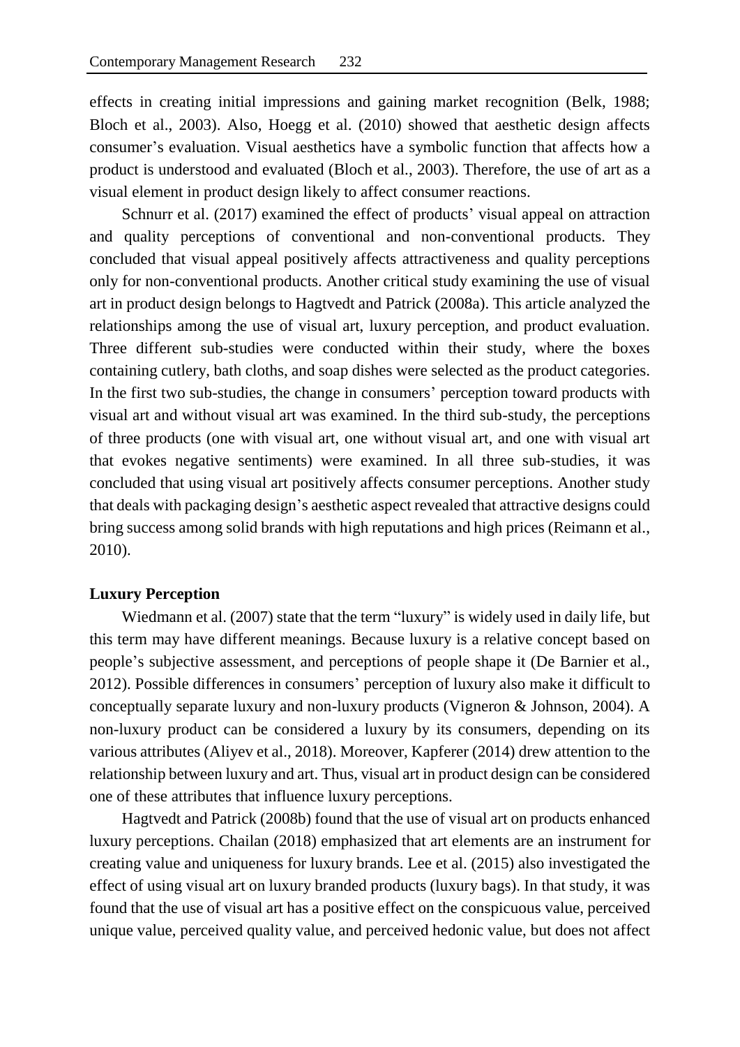effects in creating initial impressions and gaining market recognition (Belk, 1988; Bloch et al., 2003). Also, Hoegg et al. (2010) showed that aesthetic design affects consumer's evaluation. Visual aesthetics have a symbolic function that affects how a product is understood and evaluated (Bloch et al., 2003). Therefore, the use of art as a visual element in product design likely to affect consumer reactions.

Schnurr et al. (2017) examined the effect of products' visual appeal on attraction and quality perceptions of conventional and non-conventional products. They concluded that visual appeal positively affects attractiveness and quality perceptions only for non-conventional products. Another critical study examining the use of visual art in product design belongs to Hagtvedt and Patrick (2008a). This article analyzed the relationships among the use of visual art, luxury perception, and product evaluation. Three different sub-studies were conducted within their study, where the boxes containing cutlery, bath cloths, and soap dishes were selected as the product categories. In the first two sub-studies, the change in consumers' perception toward products with visual art and without visual art was examined. In the third sub-study, the perceptions of three products (one with visual art, one without visual art, and one with visual art that evokes negative sentiments) were examined. In all three sub-studies, it was concluded that using visual art positively affects consumer perceptions. Another study that deals with packaging design's aesthetic aspect revealed that attractive designs could bring success among solid brands with high reputations and high prices (Reimann et al., 2010).

**Luxury Perception**

Wiedmann et al. (2007) state that the term "luxury" is widely used in daily life, but this term may have different meanings. Because luxury is a relative concept based on people's subjective assessment, and perceptions of people shape it (De Barnier et al., 2012). Possible differences in consumers' perception of luxury also make it difficult to conceptually separate luxury and non-luxury products (Vigneron & Johnson, 2004). A non-luxury product can be considered a luxury by its consumers, depending on its various attributes (Aliyev et al., 2018). Moreover, Kapferer (2014) drew attention to the relationship between luxury and art. Thus, visual art in product design can be considered one of these attributes that influence luxury perceptions.

Hagtvedt and Patrick (2008b) found that the use of visual art on products enhanced luxury perceptions. Chailan (2018) emphasized that art elements are an instrument for creating value and uniqueness for luxury brands. Lee et al. (2015) also investigated the effect of using visual art on luxury branded products (luxury bags). In that study, it was found that the use of visual art has a positive effect on the conspicuous value, perceived unique value, perceived quality value, and perceived hedonic value, but does not affect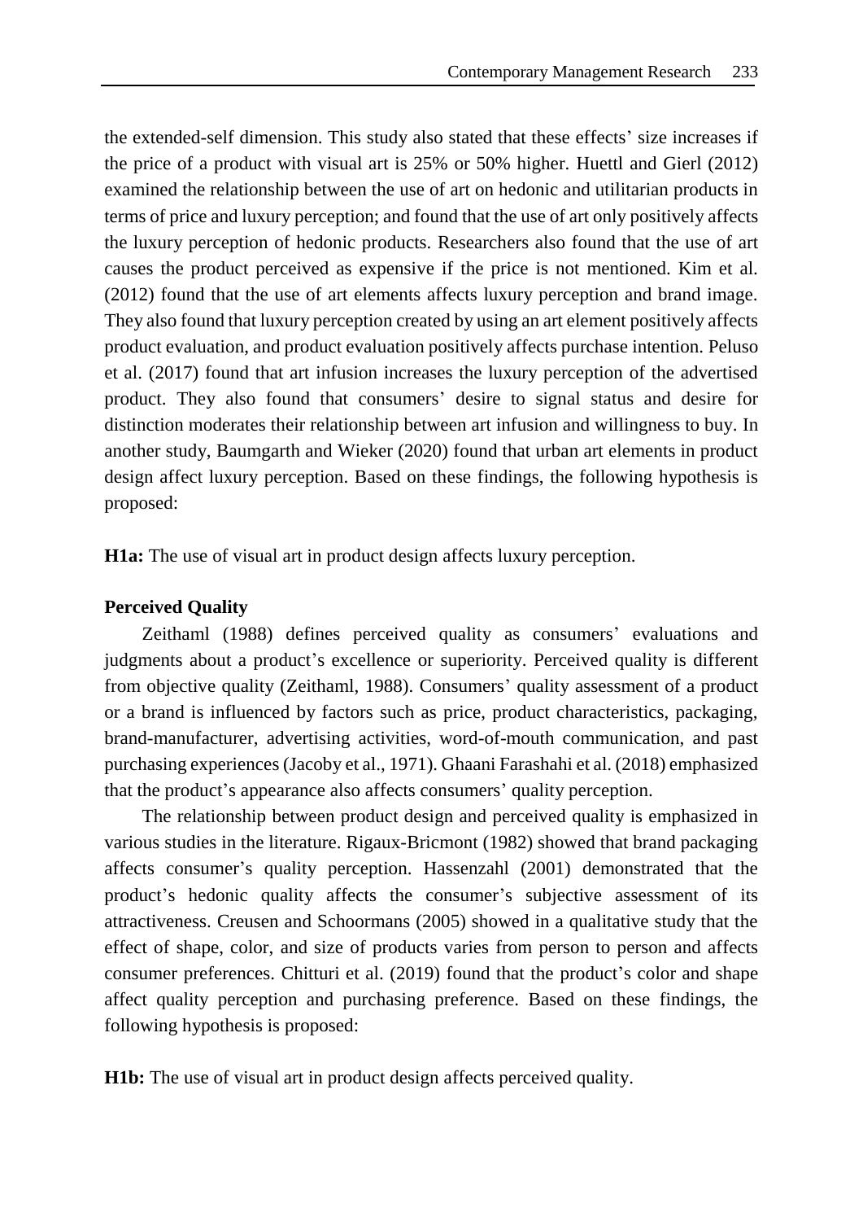the extended-self dimension. This study also stated that these effects' size increases if the price of a product with visual art is 25% or 50% higher. Huettl and Gierl (2012) examined the relationship between the use of art on hedonic and utilitarian products in terms of price and luxury perception; and found that the use of art only positively affects the luxury perception of hedonic products. Researchers also found that the use of art causes the product perceived as expensive if the price is not mentioned. Kim et al. (2012) found that the use of art elements affects luxury perception and brand image. They also found that luxury perception created by using an art element positively affects product evaluation, and product evaluation positively affects purchase intention. Peluso et al. (2017) found that art infusion increases the luxury perception of the advertised product. They also found that consumers' desire to signal status and desire for distinction moderates their relationship between art infusion and willingness to buy. In another study, Baumgarth and Wieker (2020) found that urban art elements in product design affect luxury perception. Based on these findings, the following hypothesis is proposed:

**H1a:** The use of visual art in product design affects luxury perception.

**Perceived Quality**

Zeithaml (1988) defines perceived quality as consumers' evaluations and judgments about a product's excellence or superiority. Perceived quality is different from objective quality (Zeithaml, 1988). Consumers' quality assessment of a product or a brand is influenced by factors such as price, product characteristics, packaging, brand-manufacturer, advertising activities, word-of-mouth communication, and past purchasing experiences (Jacoby et al., 1971). Ghaani Farashahi et al. (2018) emphasized that the product's appearance also affects consumers' quality perception.

The relationship between product design and perceived quality is emphasized in various studies in the literature. Rigaux-Bricmont (1982) showed that brand packaging affects consumer's quality perception. Hassenzahl (2001) demonstrated that the product's hedonic quality affects the consumer's subjective assessment of its attractiveness. Creusen and Schoormans (2005) showed in a qualitative study that the effect of shape, color, and size of products varies from person to person and affects consumer preferences. Chitturi et al. (2019) found that the product's color and shape affect quality perception and purchasing preference. Based on these findings, the following hypothesis is proposed:

**H1b:** The use of visual art in product design affects perceived quality.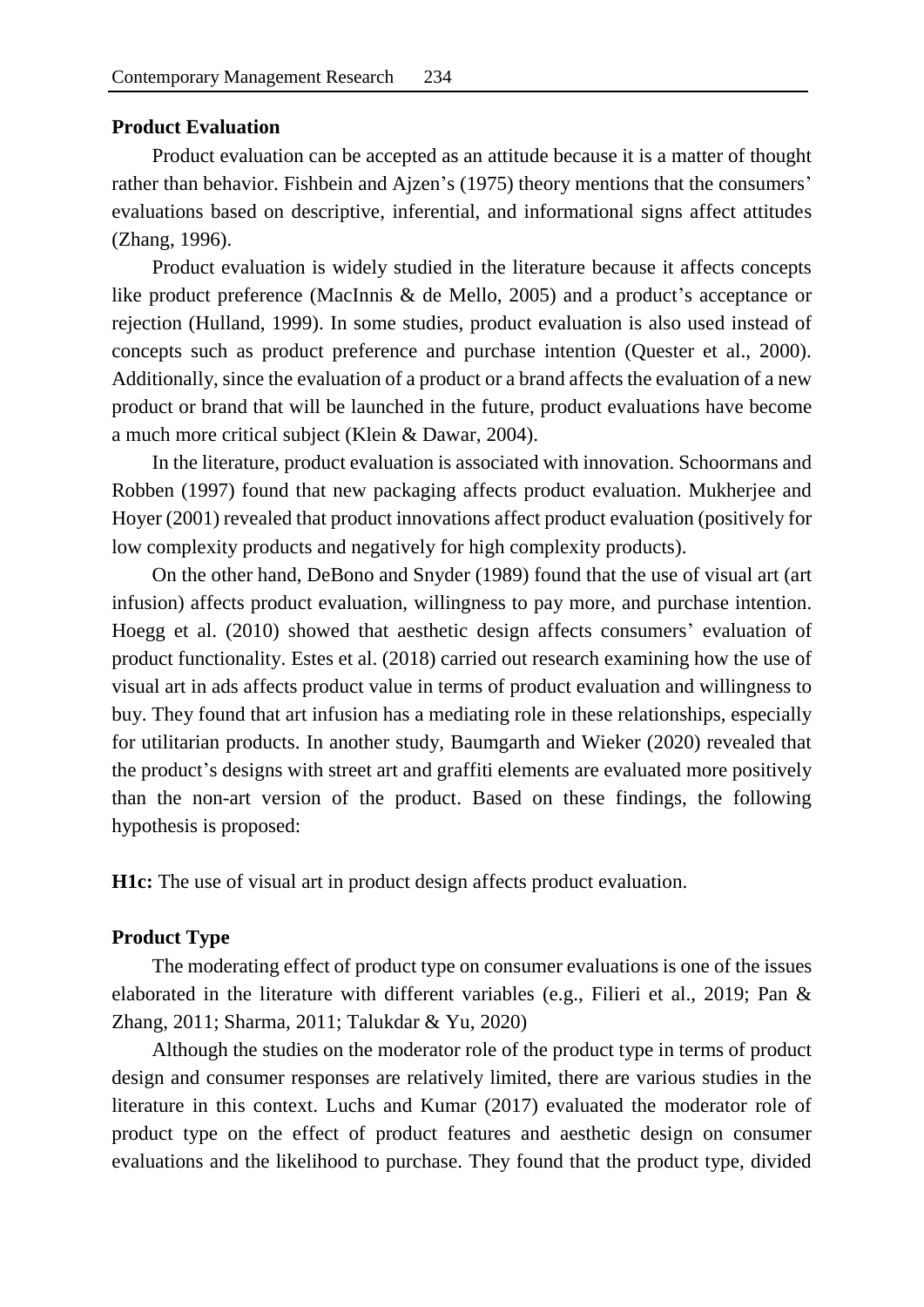## Product Evaluation

Product evaluation can be accepted as an attitude because it is a matter of thought rather than behavior. Fishbein and Ajzen's (1975) theory mentions that the consumers' evaluations based on descriptive, inferential, and informational signs affect attitudes (Zhang, 1996).

Product evaluation is widely studied in the literature because it affects concepts like product preference (MacInnis & de Mello, 2005) and a product's acceptance or rejection (Hulland, 1999). In some studies, product evaluation is also used instead of concepts such as product preference and purchase intention (Quester et al., 2000). Additionally, since the evaluation of a product or a brand affects the evaluation of a new product or brand that will be launched in the future, product evaluations have become a much more critical subject (Klein & Dawar, 2004).

In the literature, product evaluation is associated with innovation. Schoormans and Robben (1997) found that new packaging affects product evaluation. Mukherjee and Hoyer (2001) revealed that product innovations affect product evaluation (positively for low complexity products and negatively for high complexity products).

On the other hand, DeBono and Snyder (1989) found that the use of visual art (art infusion) affects product evaluation, willingness to pay more, and purchase intention. Hoegg et al. (2010) showed that aesthetic design affects consumers' evaluation of product functionality. Estes et al. (2018) carried out research examining how the use of visual art in ads affects product value in terms of product evaluation and willingness to buy. They found that art infusion has a mediating role in these relationships, especially for utilitarian products. In another study, Baumgarth and Wieker (2020) revealed that the product's designs with street art and graffiti elements are evaluated more positively than the non-art version of the product. Based on these findings, the following hypothesis is proposed:

**H1c:** The use of visual art in product design affects product evaluation.

## Product Type

The moderating effect of product type on consumer evaluations is one of the issues elaborated in the literature with different variables (e.g., Filieri et al., 2019; Pan & Zhang, 2011; Sharma, 2011; Talukdar & Yu, 2020)

Although the studies on the moderator role of the product type in terms of product design and consumer responses are relatively limited, there are various studies in the literature in this context. Luchs and Kumar (2017) evaluated the moderator role of product type on the effect of product features and aesthetic design on consumer evaluations and the likelihood to purchase. They found that the product type, divided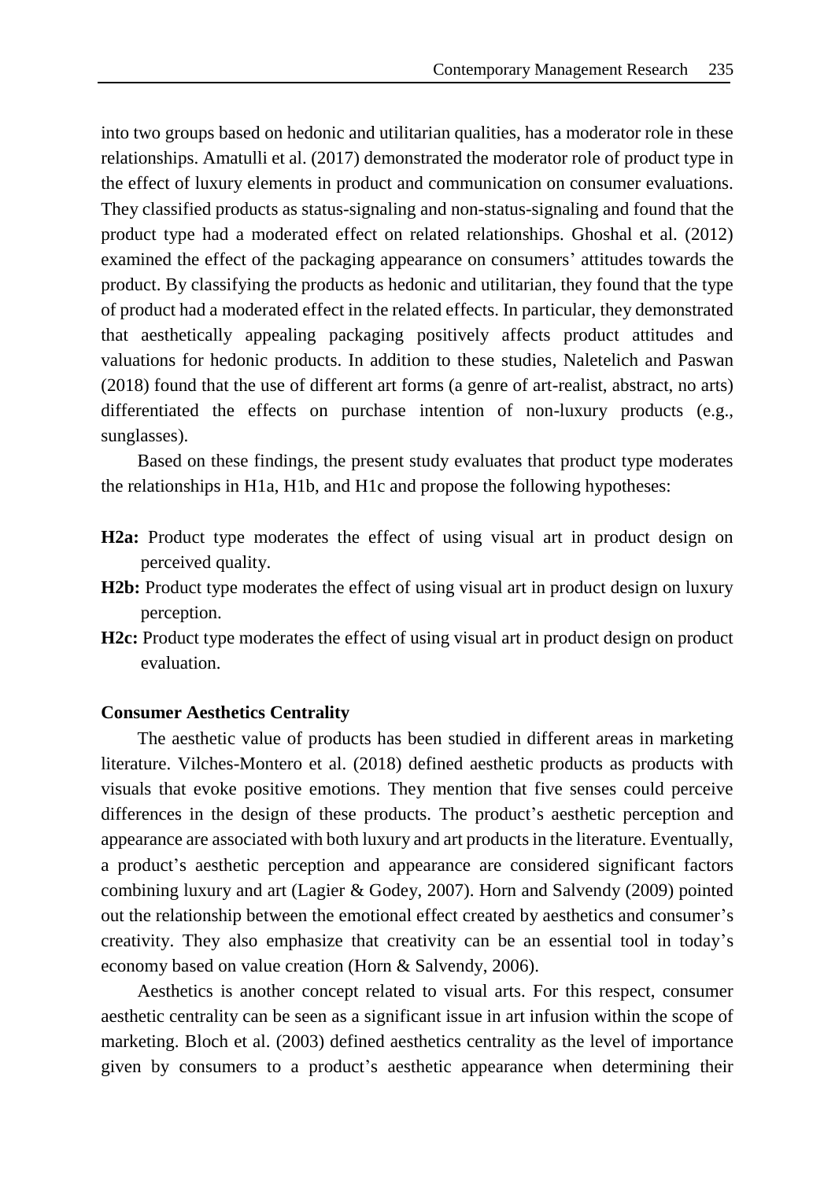into two groups based on hedonic and utilitarian qualities, has a moderator role in these relationships. Amatulli et al. (2017) demonstrated the moderator role of product type in the effect of luxury elements in product and communication on consumer evaluations. They classified products as status-signaling and non-status-signaling and found that the product type had a moderated effect on related relationships. Ghoshal et al. (2012) examined the effect of the packaging appearance on consumers' attitudes towards the product. By classifying the products as hedonic and utilitarian, they found that the type of product had a moderated effect in the related effects. In particular, they demonstrated that aesthetically appealing packaging positively affects product attitudes and valuations for hedonic products. In addition to these studies, Naletelich and Paswan (2018) found that the use of different art forms (a genre of art-realist, abstract, no arts) differentiated the effects on purchase intention of non-luxury products (e.g., sunglasses).

Based on these findings, the present study evaluates that product type moderates the relationships in H1a, H1b, and H1c and propose the following hypotheses:

**H2a:** Product type moderates the effect of using visual art in product design on perceived quality.

**H2b:** Product type moderates the effect of using visual art in product design on luxury perception.

**H2c:** Product type moderates the effect of using visual art in product design on product evaluation.

### Consumer Aesthetics Centrality

The aesthetic value of products has been studied in different areas in marketing literature. Vilches-Montero et al. (2018) defined aesthetic products as products with visuals that evoke positive emotions. They mention that five senses could perceive differences in the design of these products. The product's aesthetic perception and appearance are associated with both luxury and art products in the literature. Eventually, a product's aesthetic perception and appearance are considered significant factors combining luxury and art (Lagier & Godey, 2007). Horn and Salvendy (2009) pointed out the relationship between the emotional effect created by aesthetics and consumer's creativity. They also emphasize that creativity can be an essential tool in today's economy based on value creation (Horn & Salvendy, 2006).

Aesthetics is another concept related to visual arts. For this respect, consumer aesthetic centrality can be seen as a significant issue in art infusion within the scope of marketing. Bloch et al. (2003) defined aesthetics centrality as the level of importance given by consumers to a product's aesthetic appearance when determining their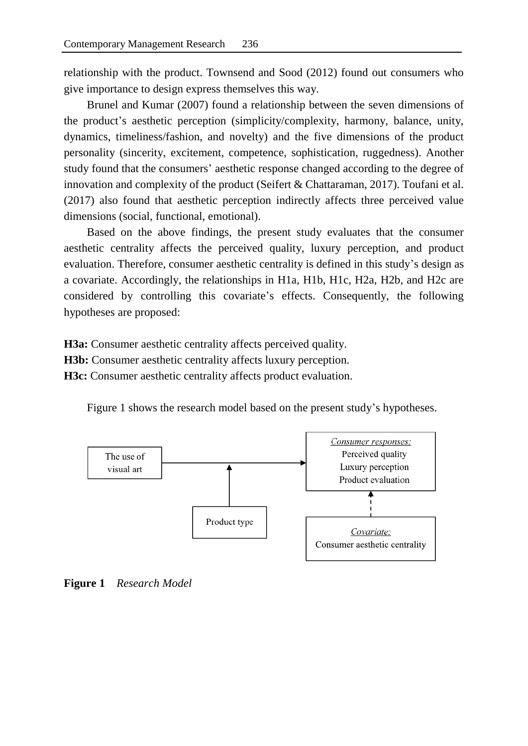relationship with the product. Townsend and Sood (2012) found out consumers who give importance to design express themselves this way.

Brunel and Kumar (2007) found a relationship between the seven dimensions of the product's aesthetic perception (simplicity/complexity, harmony, balance, unity, dynamics, timeliness/fashion, and novelty) and the five dimensions of the product personality (sincerity, excitement, competence, sophistication, ruggedness). Another study found that the consumers' aesthetic response changed according to the degree of innovation and complexity of the product (Seifert & Chattaraman, 2017). Toufani et al. (2017) also found that aesthetic perception indirectly affects three perceived value dimensions (social, functional, emotional).

Based on the above findings, the present study evaluates that the consumer aesthetic centrality affects the perceived quality, luxury perception, and product evaluation. Therefore, consumer aesthetic centrality is defined in this study's design as a covariate. Accordingly, the relationships in H1a, H1b, H1c, H2a, H2b, and H2c are considered by controlling this covariate's effects. Consequently, the following hypotheses are proposed:

**H3a:** Consumer aesthetic centrality affects perceived quality.
**H3b:** Consumer aesthetic centrality affects luxury perception.
**H3c:** Consumer aesthetic centrality affects product evaluation.

Figure 1 shows the research model based on the present study's hypotheses.

The use of visual art → Consumer responses: Perceived quality, Luxury perception, Product evaluation

Product type (moderating)

Covariate: Consumer aesthetic centrality

**Figure 1** *Research Model*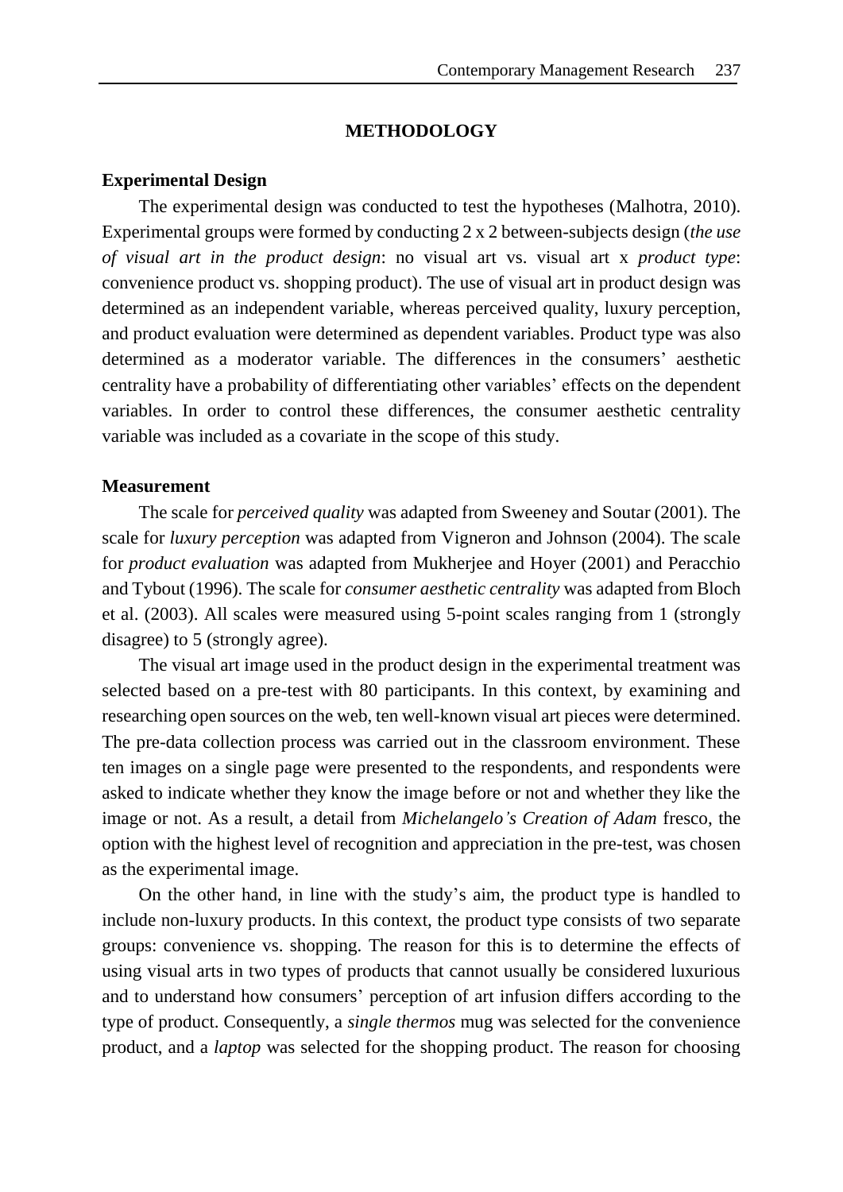## METHODOLOGY

### Experimental Design

The experimental design was conducted to test the hypotheses (Malhotra, 2010). Experimental groups were formed by conducting 2 x 2 between-subjects design (*the use of visual art in the product design*: no visual art vs. visual art x *product type*: convenience product vs. shopping product). The use of visual art in product design was determined as an independent variable, whereas perceived quality, luxury perception, and product evaluation were determined as dependent variables. Product type was also determined as a moderator variable. The differences in the consumers' aesthetic centrality have a probability of differentiating other variables' effects on the dependent variables. In order to control these differences, the consumer aesthetic centrality variable was included as a covariate in the scope of this study.

### Measurement

The scale for *perceived quality* was adapted from Sweeney and Soutar (2001). The scale for *luxury perception* was adapted from Vigneron and Johnson (2004). The scale for *product evaluation* was adapted from Mukherjee and Hoyer (2001) and Peracchio and Tybout (1996). The scale for *consumer aesthetic centrality* was adapted from Bloch et al. (2003). All scales were measured using 5-point scales ranging from 1 (strongly disagree) to 5 (strongly agree).

The visual art image used in the product design in the experimental treatment was selected based on a pre-test with 80 participants. In this context, by examining and researching open sources on the web, ten well-known visual art pieces were determined. The pre-data collection process was carried out in the classroom environment. These ten images on a single page were presented to the respondents, and respondents were asked to indicate whether they know the image before or not and whether they like the image or not. As a result, a detail from *Michelangelo's Creation of Adam* fresco, the option with the highest level of recognition and appreciation in the pre-test, was chosen as the experimental image.

On the other hand, in line with the study's aim, the product type is handled to include non-luxury products. In this context, the product type consists of two separate groups: convenience vs. shopping. The reason for this is to determine the effects of using visual arts in two types of products that cannot usually be considered luxurious and to understand how consumers' perception of art infusion differs according to the type of product. Consequently, a *single thermos* mug was selected for the convenience product, and a *laptop* was selected for the shopping product. The reason for choosing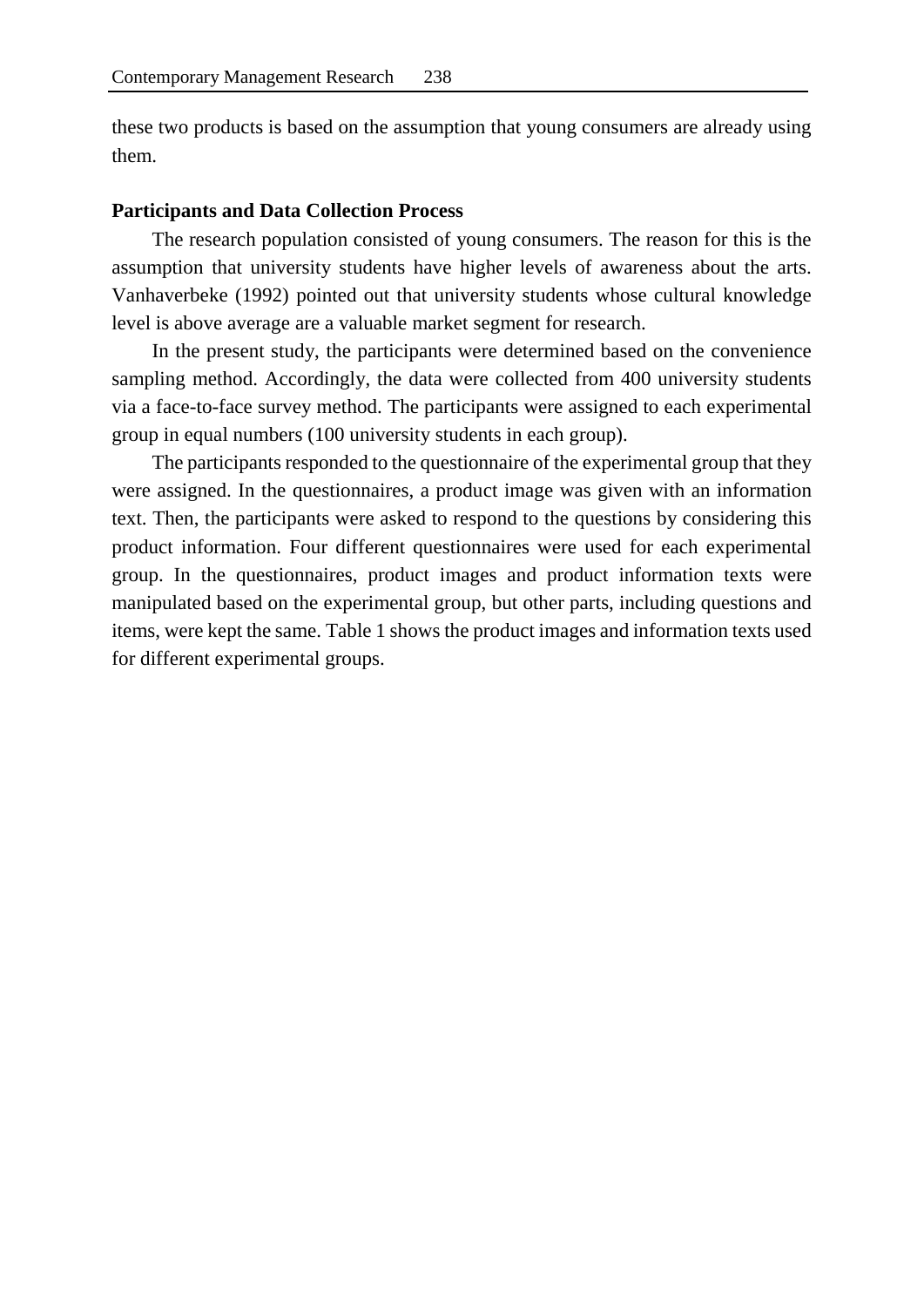these two products is based on the assumption that young consumers are already using them.

**Participants and Data Collection Process**

The research population consisted of young consumers. The reason for this is the assumption that university students have higher levels of awareness about the arts. Vanhaverbeke (1992) pointed out that university students whose cultural knowledge level is above average are a valuable market segment for research.

In the present study, the participants were determined based on the convenience sampling method. Accordingly, the data were collected from 400 university students via a face-to-face survey method. The participants were assigned to each experimental group in equal numbers (100 university students in each group).

The participants responded to the questionnaire of the experimental group that they were assigned. In the questionnaires, a product image was given with an information text. Then, the participants were asked to respond to the questions by considering this product information. Four different questionnaires were used for each experimental group. In the questionnaires, product images and product information texts were manipulated based on the experimental group, but other parts, including questions and items, were kept the same. Table 1 shows the product images and information texts used for different experimental groups.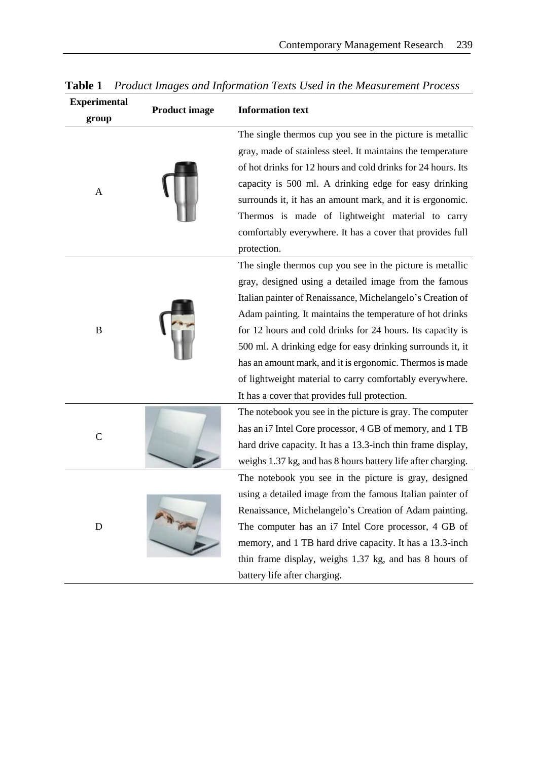**Table 1** *Product Images and Information Texts Used in the Measurement Process*

| Experimental group | Product image | Information text |
|---|---|---|
| A | | The single thermos cup you see in the picture is metallic gray, made of stainless steel. It maintains the temperature of hot drinks for 12 hours and cold drinks for 24 hours. Its capacity is 500 ml. A drinking edge for easy drinking surrounds it, it has an amount mark, and it is ergonomic. Thermos is made of lightweight material to carry comfortably everywhere. It has a cover that provides full protection. |
| B | | The single thermos cup you see in the picture is metallic gray, designed using a detailed image from the famous Italian painter of Renaissance, Michelangelo's Creation of Adam painting. It maintains the temperature of hot drinks for 12 hours and cold drinks for 24 hours. Its capacity is 500 ml. A drinking edge for easy drinking surrounds it, it has an amount mark, and it is ergonomic. Thermos is made of lightweight material to carry comfortably everywhere. It has a cover that provides full protection. |
| C | | The notebook you see in the picture is gray. The computer has an i7 Intel Core processor, 4 GB of memory, and 1 TB hard drive capacity. It has a 13.3-inch thin frame display, weighs 1.37 kg, and has 8 hours battery life after charging. |
| D | | The notebook you see in the picture is gray, designed using a detailed image from the famous Italian painter of Renaissance, Michelangelo's Creation of Adam painting. The computer has an i7 Intel Core processor, 4 GB of memory, and 1 TB hard drive capacity. It has a 13.3-inch thin frame display, weighs 1.37 kg, and has 8 hours of battery life after charging. |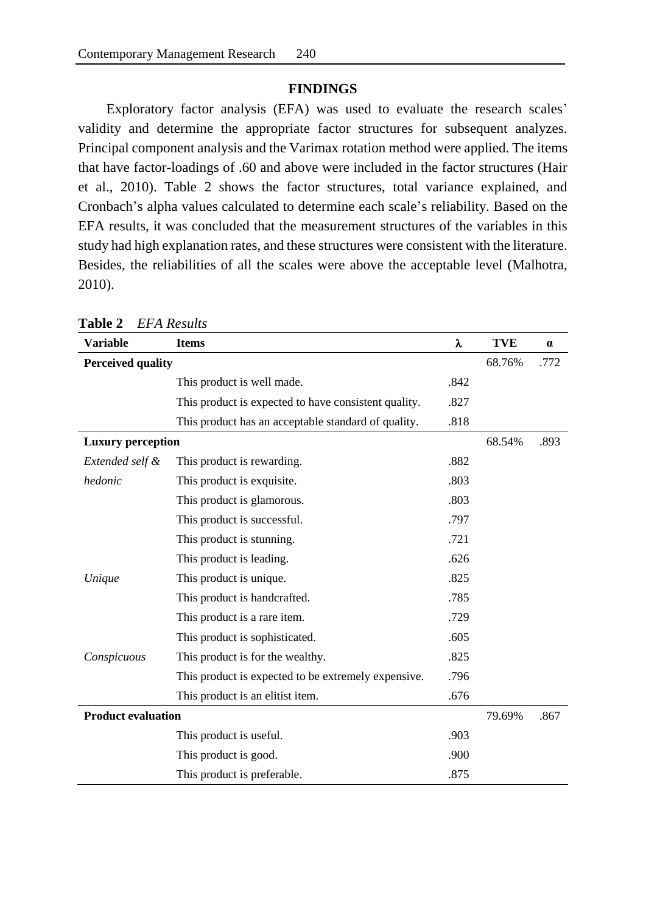## FINDINGS

Exploratory factor analysis (EFA) was used to evaluate the research scales' validity and determine the appropriate factor structures for subsequent analyzes. Principal component analysis and the Varimax rotation method were applied. The items that have factor-loadings of .60 and above were included in the factor structures (Hair et al., 2010). Table 2 shows the factor structures, total variance explained, and Cronbach's alpha values calculated to determine each scale's reliability. Based on the EFA results, it was concluded that the measurement structures of the variables in this study had high explanation rates, and these structures were consistent with the literature. Besides, the reliabilities of all the scales were above the acceptable level (Malhotra, 2010).

**Table 2** *EFA Results*

| Variable | Items | λ | TVE | α |
|---|---|---|---|---|
| **Perceived quality** | | | 68.76% | .772 |
| | This product is well made. | .842 | | |
| | This product is expected to have consistent quality. | .827 | | |
| | This product has an acceptable standard of quality. | .818 | | |
| **Luxury perception** | | | 68.54% | .893 |
| *Extended self & hedonic* | This product is rewarding. | .882 | | |
| | This product is exquisite. | .803 | | |
| | This product is glamorous. | .803 | | |
| | This product is successful. | .797 | | |
| | This product is stunning. | .721 | | |
| | This product is leading. | .626 | | |
| *Unique* | This product is unique. | .825 | | |
| | This product is handcrafted. | .785 | | |
| | This product is a rare item. | .729 | | |
| | This product is sophisticated. | .605 | | |
| *Conspicuous* | This product is for the wealthy. | .825 | | |
| | This product is expected to be extremely expensive. | .796 | | |
| | This product is an elitist item. | .676 | | |
| **Product evaluation** | | | 79.69% | .867 |
| | This product is useful. | .903 | | |
| | This product is good. | .900 | | |
| | This product is preferable. | .875 | | |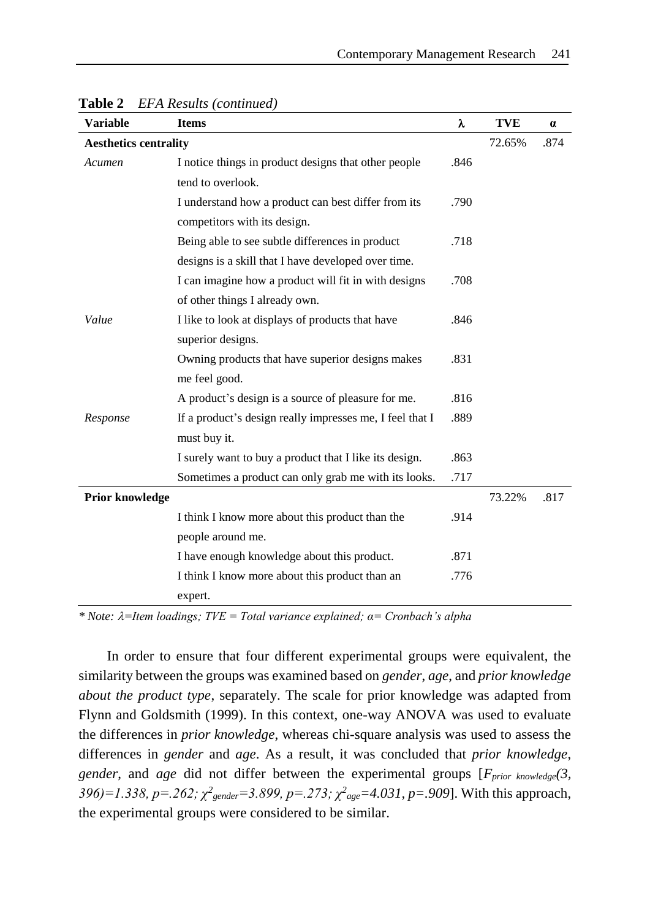**Table 2** *EFA Results (continued)*

| Variable | Items | λ | TVE | α |
|---|---|---|---|---|
| **Aesthetics centrality** | | | 72.65% | .874 |
| *Acumen* | I notice things in product designs that other people tend to overlook. | .846 | | |
| | I understand how a product can best differ from its competitors with its design. | .790 | | |
| | Being able to see subtle differences in product designs is a skill that I have developed over time. | .718 | | |
| | I can imagine how a product will fit in with designs of other things I already own. | .708 | | |
| *Value* | I like to look at displays of products that have superior designs. | .846 | | |
| | Owning products that have superior designs makes me feel good. | .831 | | |
| | A product's design is a source of pleasure for me. | .816 | | |
| *Response* | If a product's design really impresses me, I feel that I must buy it. | .889 | | |
| | I surely want to buy a product that I like its design. | .863 | | |
| | Sometimes a product can only grab me with its looks. | .717 | | |
| **Prior knowledge** | | | 73.22% | .817 |
| | I think I know more about this product than the people around me. | .914 | | |
| | I have enough knowledge about this product. | .871 | | |
| | I think I know more about this product than an expert. | .776 | | |

*\* Note: λ=Item loadings; TVE = Total variance explained; α= Cronbach's alpha*

In order to ensure that four different experimental groups were equivalent, the similarity between the groups was examined based on *gender*, *age*, and *prior knowledge about the product type*, separately. The scale for prior knowledge was adapted from Flynn and Goldsmith (1999). In this context, one-way ANOVA was used to evaluate the differences in *prior knowledge*, whereas chi-square analysis was used to assess the differences in *gender* and *age*. As a result, it was concluded that *prior knowledge*, *gender*, and *age* did not differ between the experimental groups [$F_{prior\ knowledge}(3, 396)=1.338, p=.262; \chi^2_{gender}=3.899, p=.273; \chi^2_{age}=4.031, p=.909$]. With this approach, the experimental groups were considered to be similar.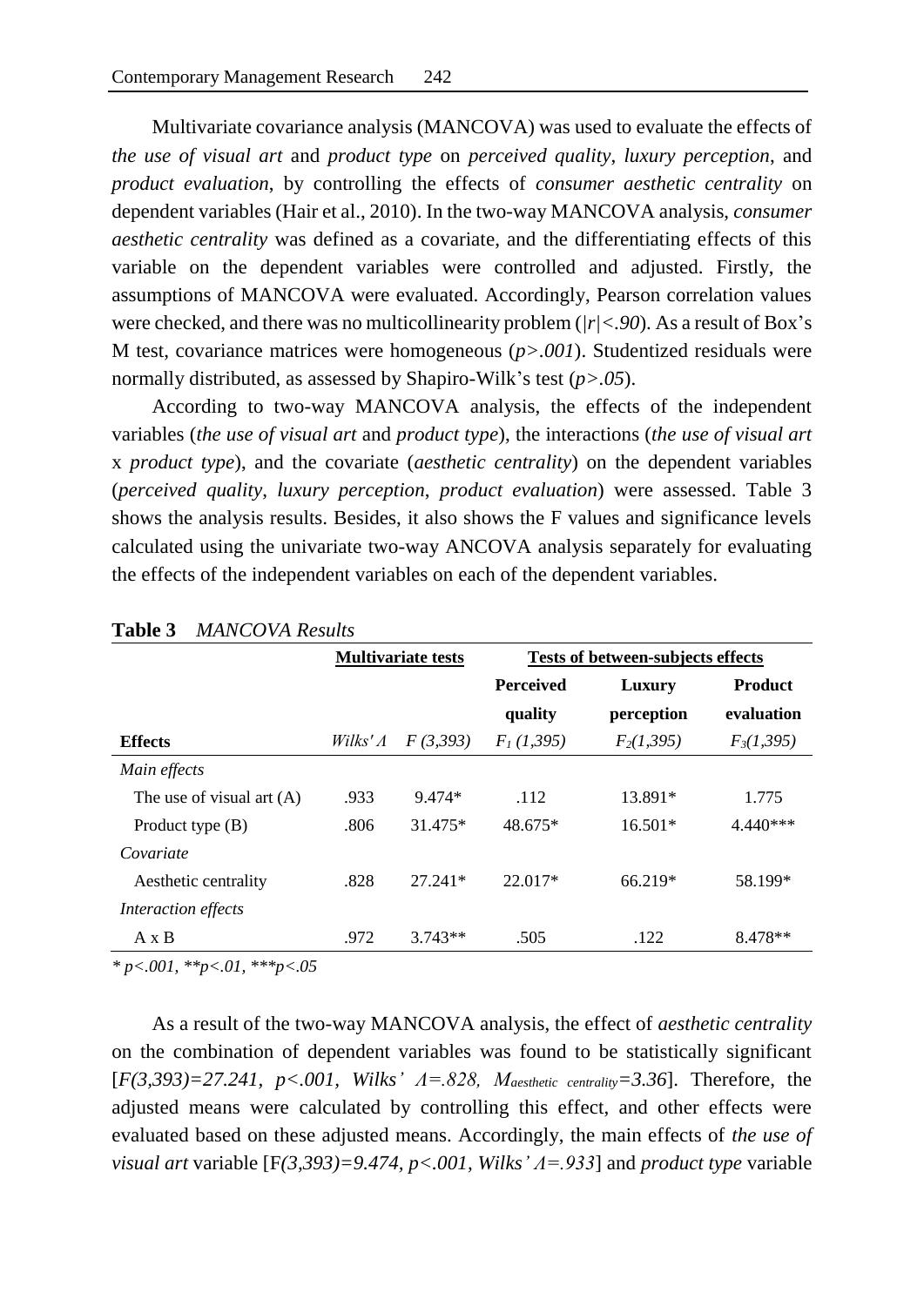Multivariate covariance analysis (MANCOVA) was used to evaluate the effects of *the use of visual art* and *product type* on *perceived quality*, *luxury perception*, and *product evaluation*, by controlling the effects of *consumer aesthetic centrality* on dependent variables (Hair et al., 2010). In the two-way MANCOVA analysis, *consumer aesthetic centrality* was defined as a covariate, and the differentiating effects of this variable on the dependent variables were controlled and adjusted. Firstly, the assumptions of MANCOVA were evaluated. Accordingly, Pearson correlation values were checked, and there was no multicollinearity problem ($|r|<.90$). As a result of Box's M test, covariance matrices were homogeneous ($p>.001$). Studentized residuals were normally distributed, as assessed by Shapiro-Wilk's test ($p>.05$).

According to two-way MANCOVA analysis, the effects of the independent variables (*the use of visual art* and *product type*), the interactions (*the use of visual art* x *product type*), and the covariate (*aesthetic centrality*) on the dependent variables (*perceived quality*, *luxury perception*, *product evaluation*) were assessed. Table 3 shows the analysis results. Besides, it also shows the F values and significance levels calculated using the univariate two-way ANCOVA analysis separately for evaluating the effects of the independent variables on each of the dependent variables.

**Table 3** *MANCOVA Results*

| | Multivariate tests | | Tests of between-subjects effects | | |
|---|---|---|---|---|---|
| | | | **Perceived quality** | **Luxury perception** | **Product evaluation** |
| **Effects** | *Wilks' Λ* | $F(3,393)$ | $F_1(1,395)$ | $F_2(1,395)$ | $F_3(1,395)$ |
| *Main effects* | | | | | |
| The use of visual art (A) | .933 | 9.474* | .112 | 13.891* | 1.775 |
| Product type (B) | .806 | 31.475* | 48.675* | 16.501* | 4.440*** |
| *Covariate* | | | | | |
| Aesthetic centrality | .828 | 27.241* | 22.017* | 66.219* | 58.199* |
| *Interaction effects* | | | | | |
| A x B | .972 | 3.743** | .505 | .122 | 8.478** |

*\* p<.001, \*\*p<.01, \*\*\*p<.05*

As a result of the two-way MANCOVA analysis, the effect of *aesthetic centrality* on the combination of dependent variables was found to be statistically significant [$F(3,393)=27.241$, $p<.001$, $Wilks' \Lambda=.828$, $M_{aesthetic\ centrality}=3.36$]. Therefore, the adjusted means were calculated by controlling this effect, and other effects were evaluated based on these adjusted means. Accordingly, the main effects of *the use of visual art* variable [$F(3,393)=9.474$, $p<.001$, $Wilks' \Lambda=.933$] and *product type* variable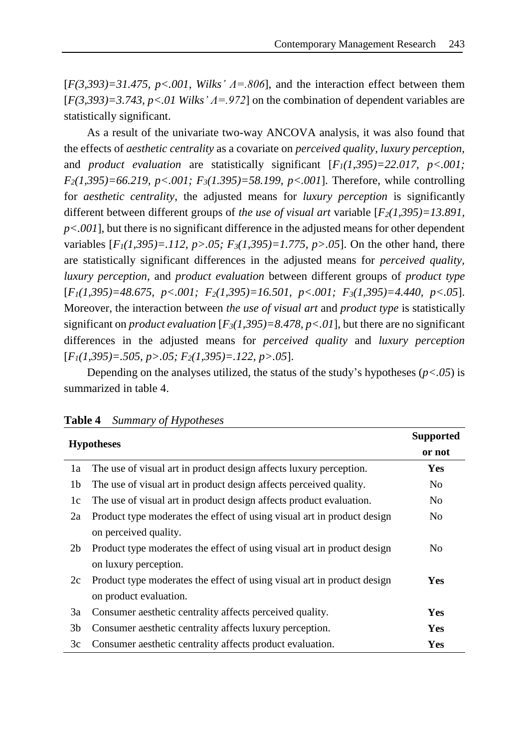[$F(3,393)=31.475$, $p<.001$, *Wilks' Λ=.806*], and the interaction effect between them [$F(3,393)=3.743$, $p<.01$ *Wilks' Λ=.972*] on the combination of dependent variables are statistically significant.

As a result of the univariate two-way ANCOVA analysis, it was also found that the effects of *aesthetic centrality* as a covariate on *perceived quality*, *luxury perception*, and *product evaluation* are statistically significant [$F_1(1,395)=22.017$, $p<.001$; $F_2(1,395)=66.219$, $p<.001$; $F_3(1.395)=58.199$, $p<.001$]. Therefore, while controlling for *aesthetic centrality*, the adjusted means for *luxury perception* is significantly different between different groups of *the use of visual art* variable [$F_2(1,395)=13.891$, $p<.001$], but there is no significant difference in the adjusted means for other dependent variables [$F_1(1,395)=.112$, $p>.05$; $F_3(1,395)=1.775$, $p>.05$]. On the other hand, there are statistically significant differences in the adjusted means for *perceived quality*, *luxury perception*, and *product evaluation* between different groups of *product type* [$F_1(1,395)=48.675$, $p<.001$; $F_2(1,395)=16.501$, $p<.001$; $F_3(1,395)=4.440$, $p<.05$]. Moreover, the interaction between *the use of visual art* and *product type* is statistically significant on *product evaluation* [$F_3(1,395)=8.478$, $p<.01$], but there are no significant differences in the adjusted means for *perceived quality* and *luxury perception* [$F_1(1,395)=.505$, $p>.05$; $F_2(1,395)=.122$, $p>.05$].

Depending on the analyses utilized, the status of the study's hypotheses ($p<.05$) is summarized in table 4.

**Table 4** *Summary of Hypotheses*

| | Hypotheses | Supported or not |
|---|---|---|
| 1a | The use of visual art in product design affects luxury perception. | **Yes** |
| 1b | The use of visual art in product design affects perceived quality. | No |
| 1c | The use of visual art in product design affects product evaluation. | No |
| 2a | Product type moderates the effect of using visual art in product design on perceived quality. | No |
| 2b | Product type moderates the effect of using visual art in product design on luxury perception. | No |
| 2c | Product type moderates the effect of using visual art in product design on product evaluation. | **Yes** |
| 3a | Consumer aesthetic centrality affects perceived quality. | **Yes** |
| 3b | Consumer aesthetic centrality affects luxury perception. | **Yes** |
| 3c | Consumer aesthetic centrality affects product evaluation. | **Yes** |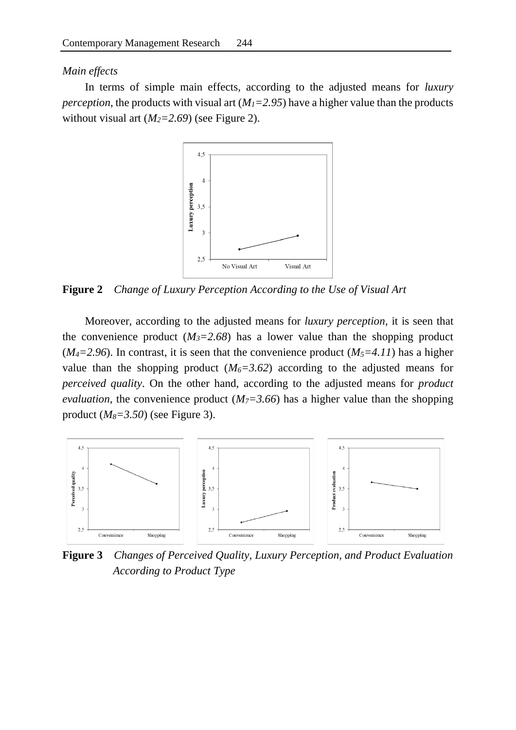*Main effects*

In terms of simple main effects, according to the adjusted means for *luxury perception*, the products with visual art ($M_1=2.95$) have a higher value than the products without visual art ($M_2=2.69$) (see Figure 2).

**Figure 2** *Change of Luxury Perception According to the Use of Visual Art*

Moreover, according to the adjusted means for *luxury perception*, it is seen that the convenience product ($M_3=2.68$) has a lower value than the shopping product ($M_4=2.96$). In contrast, it is seen that the convenience product ($M_5=4.11$) has a higher value than the shopping product ($M_6=3.62$) according to the adjusted means for *perceived quality*. On the other hand, according to the adjusted means for *product evaluation*, the convenience product ($M_7=3.66$) has a higher value than the shopping product ($M_8=3.50$) (see Figure 3).

**Figure 3** *Changes of Perceived Quality, Luxury Perception, and Product Evaluation According to Product Type*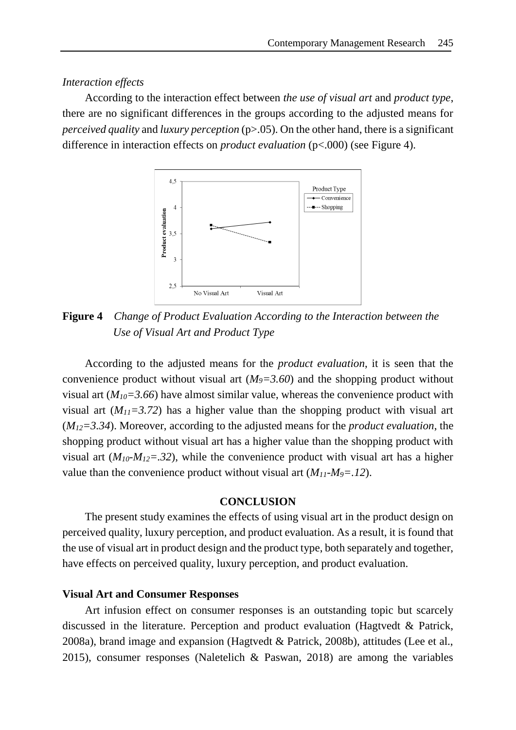*Interaction effects*

According to the interaction effect between *the use of visual art* and *product type*, there are no significant differences in the groups according to the adjusted means for *perceived quality* and *luxury perception* ($p>.05$). On the other hand, there is a significant difference in interaction effects on *product evaluation* ($p<.000$) (see Figure 4).

**Figure 4** *Change of Product Evaluation According to the Interaction between the Use of Visual Art and Product Type*

According to the adjusted means for the *product evaluation*, it is seen that the convenience product without visual art ($M_9=3.60$) and the shopping product without visual art ($M_{10}=3.66$) have almost similar value, whereas the convenience product with visual art ($M_{11}=3.72$) has a higher value than the shopping product with visual art ($M_{12}=3.34$). Moreover, according to the adjusted means for the *product evaluation*, the shopping product without visual art has a higher value than the shopping product with visual art ($M_{10}$-$M_{12}$=.32), while the convenience product with visual art has a higher value than the convenience product without visual art ($M_{11}$-$M_9$=.12).

## CONCLUSION

The present study examines the effects of using visual art in the product design on perceived quality, luxury perception, and product evaluation. As a result, it is found that the use of visual art in product design and the product type, both separately and together, have effects on perceived quality, luxury perception, and product evaluation.

### Visual Art and Consumer Responses

Art infusion effect on consumer responses is an outstanding topic but scarcely discussed in the literature. Perception and product evaluation (Hagtvedt & Patrick, 2008a), brand image and expansion (Hagtvedt & Patrick, 2008b), attitudes (Lee et al., 2015), consumer responses (Naletelich & Paswan, 2018) are among the variables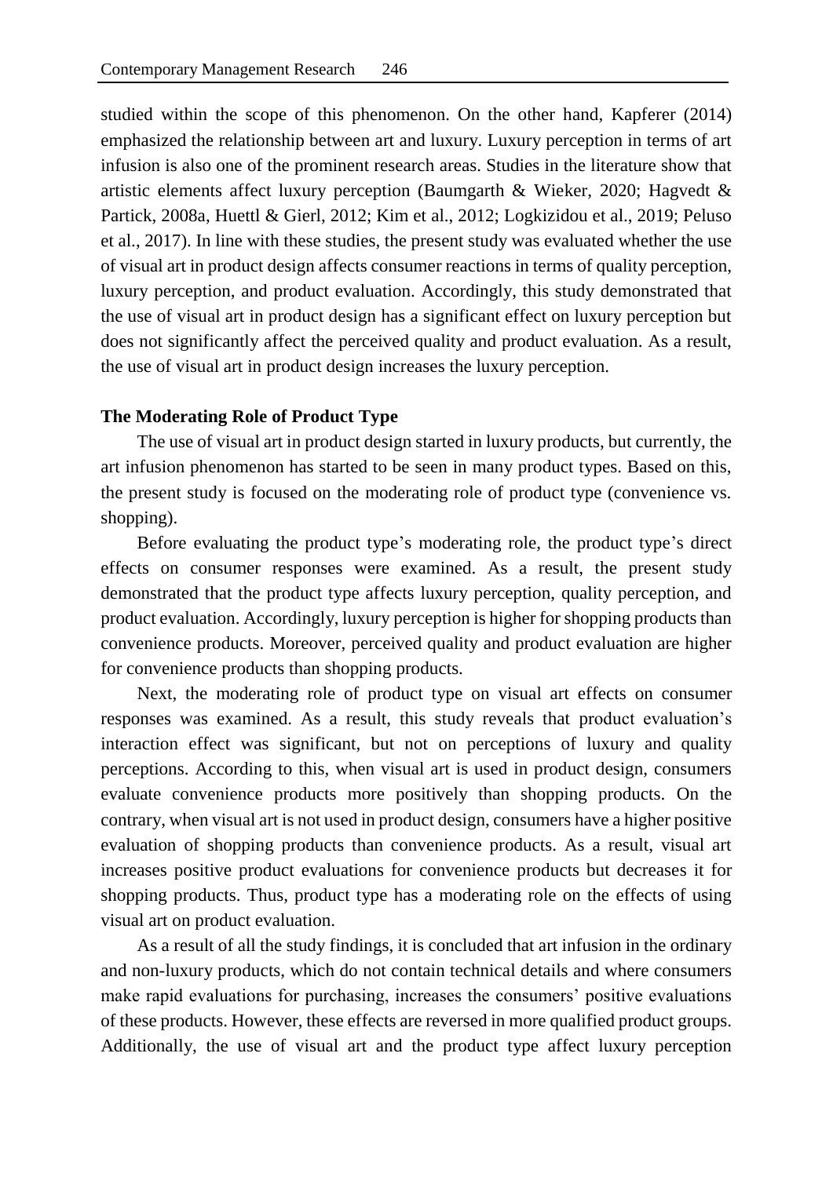studied within the scope of this phenomenon. On the other hand, Kapferer (2014) emphasized the relationship between art and luxury. Luxury perception in terms of art infusion is also one of the prominent research areas. Studies in the literature show that artistic elements affect luxury perception (Baumgarth & Wieker, 2020; Hagvedt & Partick, 2008a, Huettl & Gierl, 2012; Kim et al., 2012; Logkizidou et al., 2019; Peluso et al., 2017). In line with these studies, the present study was evaluated whether the use of visual art in product design affects consumer reactions in terms of quality perception, luxury perception, and product evaluation. Accordingly, this study demonstrated that the use of visual art in product design has a significant effect on luxury perception but does not significantly affect the perceived quality and product evaluation. As a result, the use of visual art in product design increases the luxury perception.

**The Moderating Role of Product Type**

The use of visual art in product design started in luxury products, but currently, the art infusion phenomenon has started to be seen in many product types. Based on this, the present study is focused on the moderating role of product type (convenience vs. shopping).

Before evaluating the product type's moderating role, the product type's direct effects on consumer responses were examined. As a result, the present study demonstrated that the product type affects luxury perception, quality perception, and product evaluation. Accordingly, luxury perception is higher for shopping products than convenience products. Moreover, perceived quality and product evaluation are higher for convenience products than shopping products.

Next, the moderating role of product type on visual art effects on consumer responses was examined. As a result, this study reveals that product evaluation's interaction effect was significant, but not on perceptions of luxury and quality perceptions. According to this, when visual art is used in product design, consumers evaluate convenience products more positively than shopping products. On the contrary, when visual art is not used in product design, consumers have a higher positive evaluation of shopping products than convenience products. As a result, visual art increases positive product evaluations for convenience products but decreases it for shopping products. Thus, product type has a moderating role on the effects of using visual art on product evaluation.

As a result of all the study findings, it is concluded that art infusion in the ordinary and non-luxury products, which do not contain technical details and where consumers make rapid evaluations for purchasing, increases the consumers' positive evaluations of these products. However, these effects are reversed in more qualified product groups. Additionally, the use of visual art and the product type affect luxury perception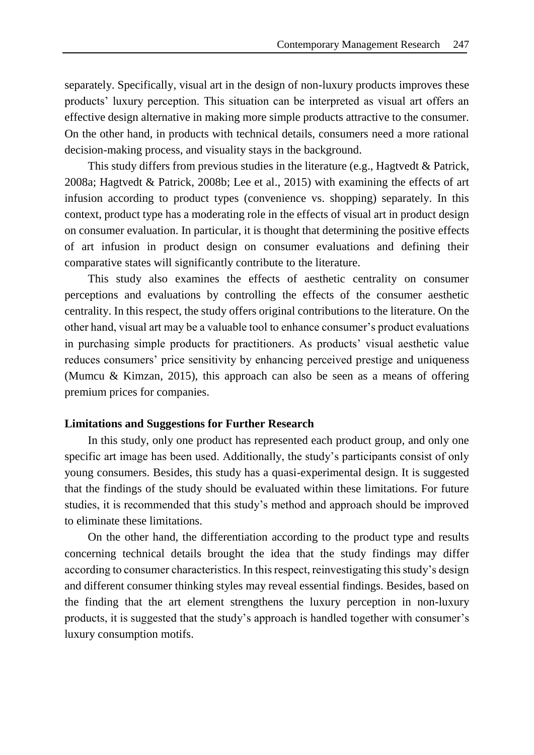separately. Specifically, visual art in the design of non-luxury products improves these products' luxury perception. This situation can be interpreted as visual art offers an effective design alternative in making more simple products attractive to the consumer. On the other hand, in products with technical details, consumers need a more rational decision-making process, and visuality stays in the background.

This study differs from previous studies in the literature (e.g., Hagtvedt & Patrick, 2008a; Hagtvedt & Patrick, 2008b; Lee et al., 2015) with examining the effects of art infusion according to product types (convenience vs. shopping) separately. In this context, product type has a moderating role in the effects of visual art in product design on consumer evaluation. In particular, it is thought that determining the positive effects of art infusion in product design on consumer evaluations and defining their comparative states will significantly contribute to the literature.

This study also examines the effects of aesthetic centrality on consumer perceptions and evaluations by controlling the effects of the consumer aesthetic centrality. In this respect, the study offers original contributions to the literature. On the other hand, visual art may be a valuable tool to enhance consumer's product evaluations in purchasing simple products for practitioners. As products' visual aesthetic value reduces consumers' price sensitivity by enhancing perceived prestige and uniqueness (Mumcu & Kimzan, 2015), this approach can also be seen as a means of offering premium prices for companies.

## Limitations and Suggestions for Further Research

In this study, only one product has represented each product group, and only one specific art image has been used. Additionally, the study's participants consist of only young consumers. Besides, this study has a quasi-experimental design. It is suggested that the findings of the study should be evaluated within these limitations. For future studies, it is recommended that this study's method and approach should be improved to eliminate these limitations.

On the other hand, the differentiation according to the product type and results concerning technical details brought the idea that the study findings may differ according to consumer characteristics. In this respect, reinvestigating this study's design and different consumer thinking styles may reveal essential findings. Besides, based on the finding that the art element strengthens the luxury perception in non-luxury products, it is suggested that the study's approach is handled together with consumer's luxury consumption motifs.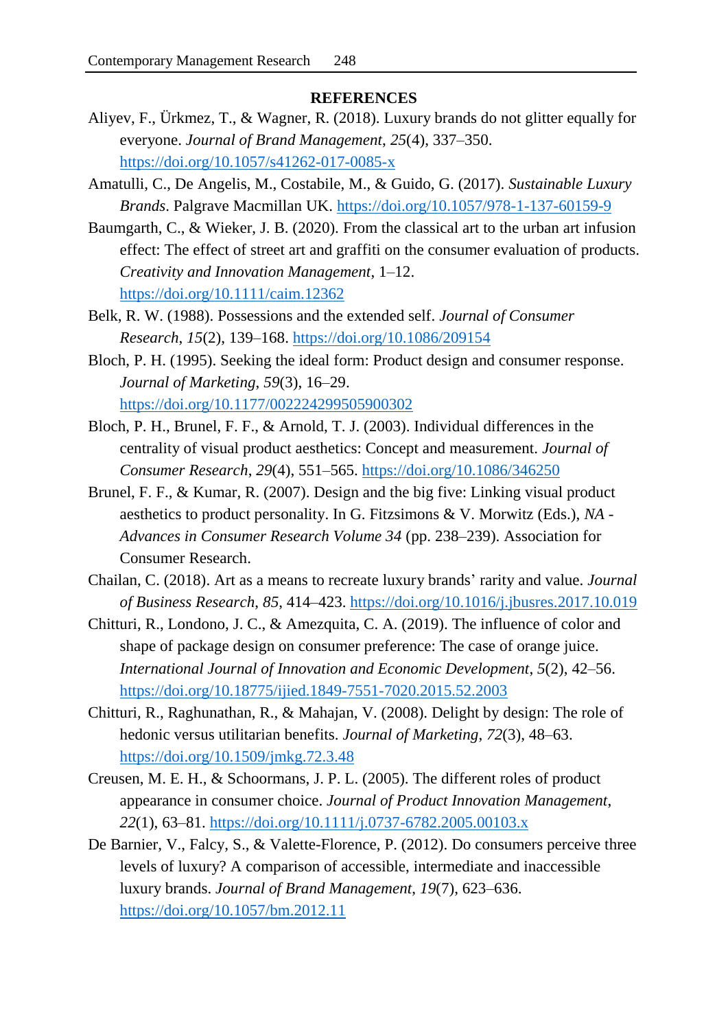**REFERENCES**

Aliyev, F., Ürkmez, T., & Wagner, R. (2018). Luxury brands do not glitter equally for everyone. *Journal of Brand Management*, *25*(4), 337–350. https://doi.org/10.1057/s41262-017-0085-x

Amatulli, C., De Angelis, M., Costabile, M., & Guido, G. (2017). *Sustainable Luxury Brands*. Palgrave Macmillan UK. https://doi.org/10.1057/978-1-137-60159-9

Baumgarth, C., & Wieker, J. B. (2020). From the classical art to the urban art infusion effect: The effect of street art and graffiti on the consumer evaluation of products. *Creativity and Innovation Management*, 1–12. https://doi.org/10.1111/caim.12362

Belk, R. W. (1988). Possessions and the extended self. *Journal of Consumer Research*, *15*(2), 139–168. https://doi.org/10.1086/209154

Bloch, P. H. (1995). Seeking the ideal form: Product design and consumer response. *Journal of Marketing*, *59*(3), 16–29. https://doi.org/10.1177/002224299505900302

Bloch, P. H., Brunel, F. F., & Arnold, T. J. (2003). Individual differences in the centrality of visual product aesthetics: Concept and measurement. *Journal of Consumer Research*, *29*(4), 551–565. https://doi.org/10.1086/346250

Brunel, F. F., & Kumar, R. (2007). Design and the big five: Linking visual product aesthetics to product personality. In G. Fitzsimons & V. Morwitz (Eds.), *NA - Advances in Consumer Research Volume 34* (pp. 238–239). Association for Consumer Research.

Chailan, C. (2018). Art as a means to recreate luxury brands' rarity and value. *Journal of Business Research*, *85*, 414–423. https://doi.org/10.1016/j.jbusres.2017.10.019

Chitturi, R., Londono, J. C., & Amezquita, C. A. (2019). The influence of color and shape of package design on consumer preference: The case of orange juice. *International Journal of Innovation and Economic Development*, *5*(2), 42–56. https://doi.org/10.18775/ijied.1849-7551-7020.2015.52.2003

Chitturi, R., Raghunathan, R., & Mahajan, V. (2008). Delight by design: The role of hedonic versus utilitarian benefits. *Journal of Marketing*, *72*(3), 48–63. https://doi.org/10.1509/jmkg.72.3.48

Creusen, M. E. H., & Schoormans, J. P. L. (2005). The different roles of product appearance in consumer choice. *Journal of Product Innovation Management*, *22*(1), 63–81. https://doi.org/10.1111/j.0737-6782.2005.00103.x

De Barnier, V., Falcy, S., & Valette-Florence, P. (2012). Do consumers perceive three levels of luxury? A comparison of accessible, intermediate and inaccessible luxury brands. *Journal of Brand Management*, *19*(7), 623–636. https://doi.org/10.1057/bm.2012.11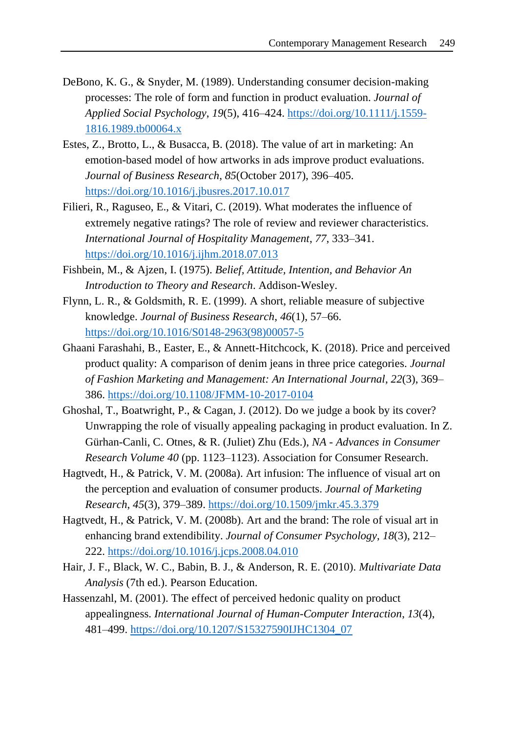DeBono, K. G., & Snyder, M. (1989). Understanding consumer decision-making processes: The role of form and function in product evaluation. *Journal of Applied Social Psychology*, *19*(5), 416–424. https://doi.org/10.1111/j.1559-1816.1989.tb00064.x

Estes, Z., Brotto, L., & Busacca, B. (2018). The value of art in marketing: An emotion-based model of how artworks in ads improve product evaluations. *Journal of Business Research*, *85*(October 2017), 396–405. https://doi.org/10.1016/j.jbusres.2017.10.017

Filieri, R., Raguseo, E., & Vitari, C. (2019). What moderates the influence of extremely negative ratings? The role of review and reviewer characteristics. *International Journal of Hospitality Management*, *77*, 333–341. https://doi.org/10.1016/j.ijhm.2018.07.013

Fishbein, M., & Ajzen, I. (1975). *Belief, Attitude, Intention, and Behavior An Introduction to Theory and Research*. Addison-Wesley.

Flynn, L. R., & Goldsmith, R. E. (1999). A short, reliable measure of subjective knowledge. *Journal of Business Research*, *46*(1), 57–66. https://doi.org/10.1016/S0148-2963(98)00057-5

Ghaani Farashahi, B., Easter, E., & Annett-Hitchcock, K. (2018). Price and perceived product quality: A comparison of denim jeans in three price categories. *Journal of Fashion Marketing and Management: An International Journal*, *22*(3), 369–386. https://doi.org/10.1108/JFMM-10-2017-0104

Ghoshal, T., Boatwright, P., & Cagan, J. (2012). Do we judge a book by its cover? Unwrapping the role of visually appealing packaging in product evaluation. In Z. Gürhan-Canli, C. Otnes, & R. (Juliet) Zhu (Eds.), *NA - Advances in Consumer Research Volume 40* (pp. 1123–1123). Association for Consumer Research.

Hagtvedt, H., & Patrick, V. M. (2008a). Art infusion: The influence of visual art on the perception and evaluation of consumer products. *Journal of Marketing Research*, *45*(3), 379–389. https://doi.org/10.1509/jmkr.45.3.379

Hagtvedt, H., & Patrick, V. M. (2008b). Art and the brand: The role of visual art in enhancing brand extendibility. *Journal of Consumer Psychology*, *18*(3), 212–222. https://doi.org/10.1016/j.jcps.2008.04.010

Hair, J. F., Black, W. C., Babin, B. J., & Anderson, R. E. (2010). *Multivariate Data Analysis* (7th ed.). Pearson Education.

Hassenzahl, M. (2001). The effect of perceived hedonic quality on product appealingness. *International Journal of Human-Computer Interaction*, *13*(4), 481–499. https://doi.org/10.1207/S15327590IJHC1304_07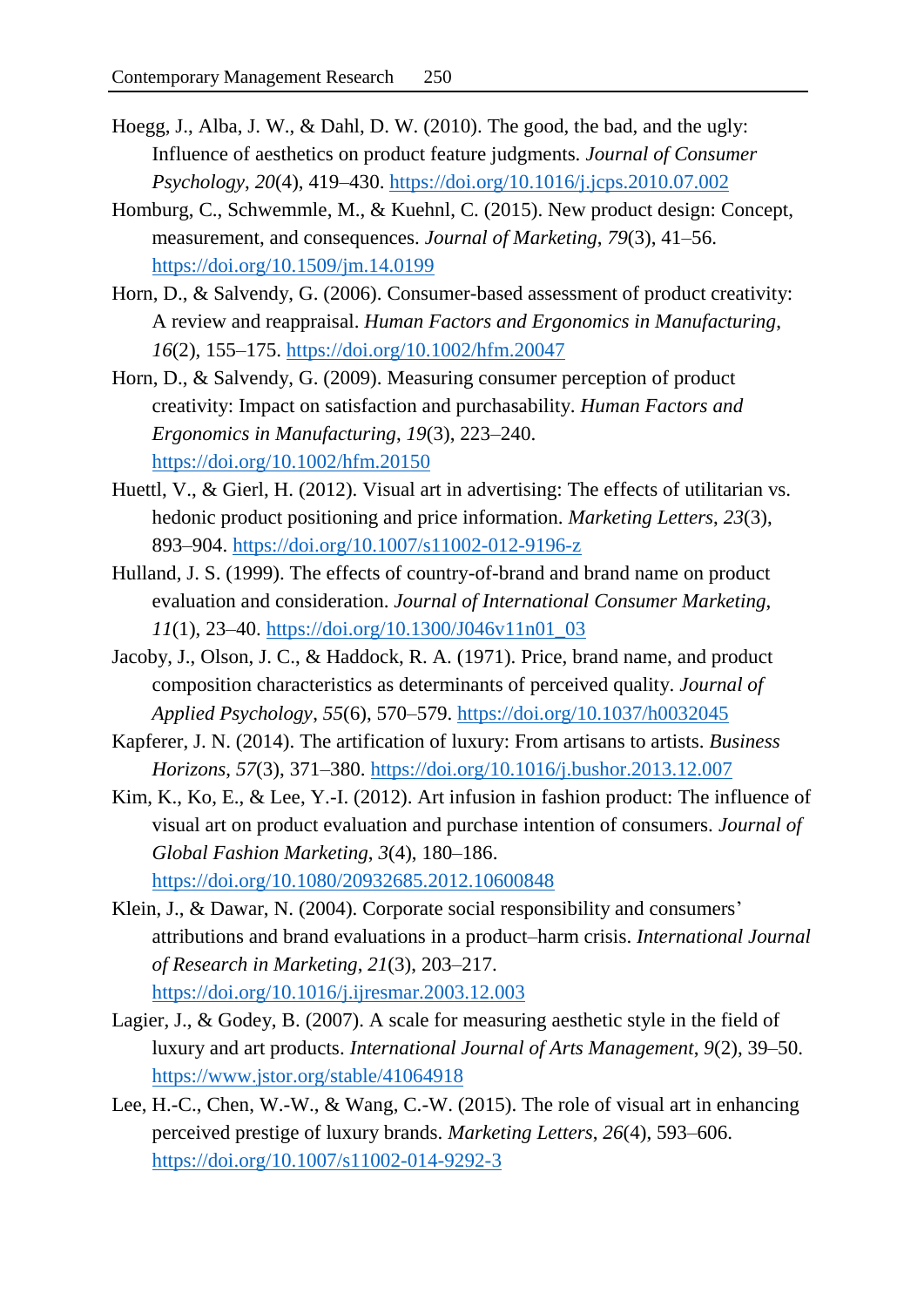Hoegg, J., Alba, J. W., & Dahl, D. W. (2010). The good, the bad, and the ugly: Influence of aesthetics on product feature judgments. *Journal of Consumer Psychology*, *20*(4), 419–430. https://doi.org/10.1016/j.jcps.2010.07.002

Homburg, C., Schwemmle, M., & Kuehnl, C. (2015). New product design: Concept, measurement, and consequences. *Journal of Marketing*, *79*(3), 41–56. https://doi.org/10.1509/jm.14.0199

Horn, D., & Salvendy, G. (2006). Consumer-based assessment of product creativity: A review and reappraisal. *Human Factors and Ergonomics in Manufacturing*, *16*(2), 155–175. https://doi.org/10.1002/hfm.20047

Horn, D., & Salvendy, G. (2009). Measuring consumer perception of product creativity: Impact on satisfaction and purchasability. *Human Factors and Ergonomics in Manufacturing*, *19*(3), 223–240. https://doi.org/10.1002/hfm.20150

Huettl, V., & Gierl, H. (2012). Visual art in advertising: The effects of utilitarian vs. hedonic product positioning and price information. *Marketing Letters*, *23*(3), 893–904. https://doi.org/10.1007/s11002-012-9196-z

Hulland, J. S. (1999). The effects of country-of-brand and brand name on product evaluation and consideration. *Journal of International Consumer Marketing*, *11*(1), 23–40. https://doi.org/10.1300/J046v11n01_03

Jacoby, J., Olson, J. C., & Haddock, R. A. (1971). Price, brand name, and product composition characteristics as determinants of perceived quality. *Journal of Applied Psychology*, *55*(6), 570–579. https://doi.org/10.1037/h0032045

Kapferer, J. N. (2014). The artification of luxury: From artisans to artists. *Business Horizons*, *57*(3), 371–380. https://doi.org/10.1016/j.bushor.2013.12.007

Kim, K., Ko, E., & Lee, Y.-I. (2012). Art infusion in fashion product: The influence of visual art on product evaluation and purchase intention of consumers. *Journal of Global Fashion Marketing*, *3*(4), 180–186. https://doi.org/10.1080/20932685.2012.10600848

Klein, J., & Dawar, N. (2004). Corporate social responsibility and consumers' attributions and brand evaluations in a product–harm crisis. *International Journal of Research in Marketing*, *21*(3), 203–217. https://doi.org/10.1016/j.ijresmar.2003.12.003

Lagier, J., & Godey, B. (2007). A scale for measuring aesthetic style in the field of luxury and art products. *International Journal of Arts Management*, *9*(2), 39–50. https://www.jstor.org/stable/41064918

Lee, H.-C., Chen, W.-W., & Wang, C.-W. (2015). The role of visual art in enhancing perceived prestige of luxury brands. *Marketing Letters*, *26*(4), 593–606. https://doi.org/10.1007/s11002-014-9292-3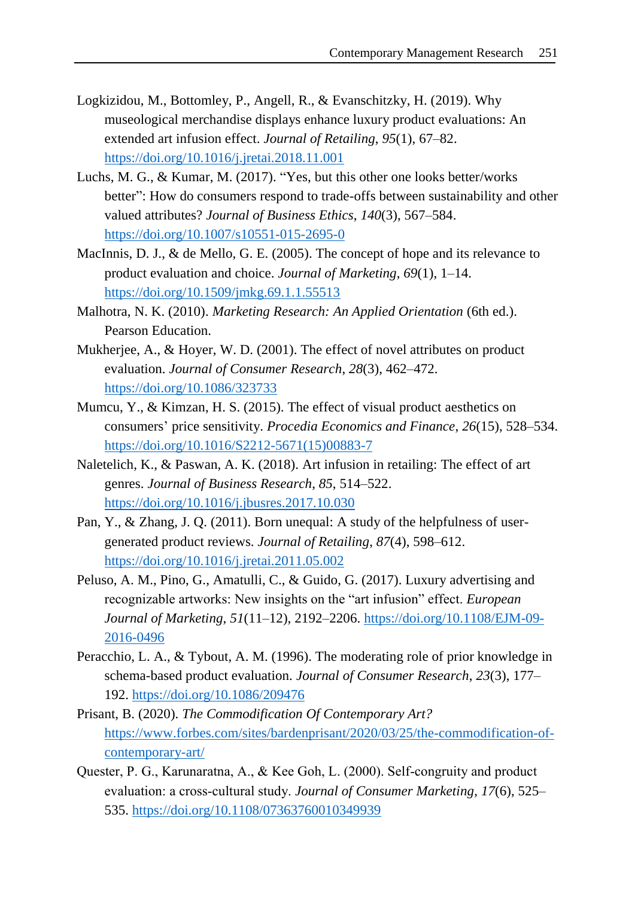Logkizidou, M., Bottomley, P., Angell, R., & Evanschitzky, H. (2019). Why museological merchandise displays enhance luxury product evaluations: An extended art infusion effect. *Journal of Retailing*, *95*(1), 67–82. https://doi.org/10.1016/j.jretai.2018.11.001

Luchs, M. G., & Kumar, M. (2017). "Yes, but this other one looks better/works better": How do consumers respond to trade-offs between sustainability and other valued attributes? *Journal of Business Ethics*, *140*(3), 567–584. https://doi.org/10.1007/s10551-015-2695-0

MacInnis, D. J., & de Mello, G. E. (2005). The concept of hope and its relevance to product evaluation and choice. *Journal of Marketing*, *69*(1), 1–14. https://doi.org/10.1509/jmkg.69.1.1.55513

Malhotra, N. K. (2010). *Marketing Research: An Applied Orientation* (6th ed.). Pearson Education.

Mukherjee, A., & Hoyer, W. D. (2001). The effect of novel attributes on product evaluation. *Journal of Consumer Research*, *28*(3), 462–472. https://doi.org/10.1086/323733

Mumcu, Y., & Kimzan, H. S. (2015). The effect of visual product aesthetics on consumers' price sensitivity. *Procedia Economics and Finance*, *26*(15), 528–534. https://doi.org/10.1016/S2212-5671(15)00883-7

Naletelich, K., & Paswan, A. K. (2018). Art infusion in retailing: The effect of art genres. *Journal of Business Research*, *85*, 514–522. https://doi.org/10.1016/j.jbusres.2017.10.030

Pan, Y., & Zhang, J. Q. (2011). Born unequal: A study of the helpfulness of user-generated product reviews. *Journal of Retailing*, *87*(4), 598–612. https://doi.org/10.1016/j.jretai.2011.05.002

Peluso, A. M., Pino, G., Amatulli, C., & Guido, G. (2017). Luxury advertising and recognizable artworks: New insights on the "art infusion" effect. *European Journal of Marketing*, *51*(11–12), 2192–2206. https://doi.org/10.1108/EJM-09-2016-0496

Peracchio, L. A., & Tybout, A. M. (1996). The moderating role of prior knowledge in schema-based product evaluation. *Journal of Consumer Research*, *23*(3), 177–192. https://doi.org/10.1086/209476

Prisant, B. (2020). *The Commodification Of Contemporary Art?* https://www.forbes.com/sites/bardenprisant/2020/03/25/the-commodification-of-contemporary-art/

Quester, P. G., Karunaratna, A., & Kee Goh, L. (2000). Self-congruity and product evaluation: a cross-cultural study. *Journal of Consumer Marketing*, *17*(6), 525–535. https://doi.org/10.1108/07363760010349939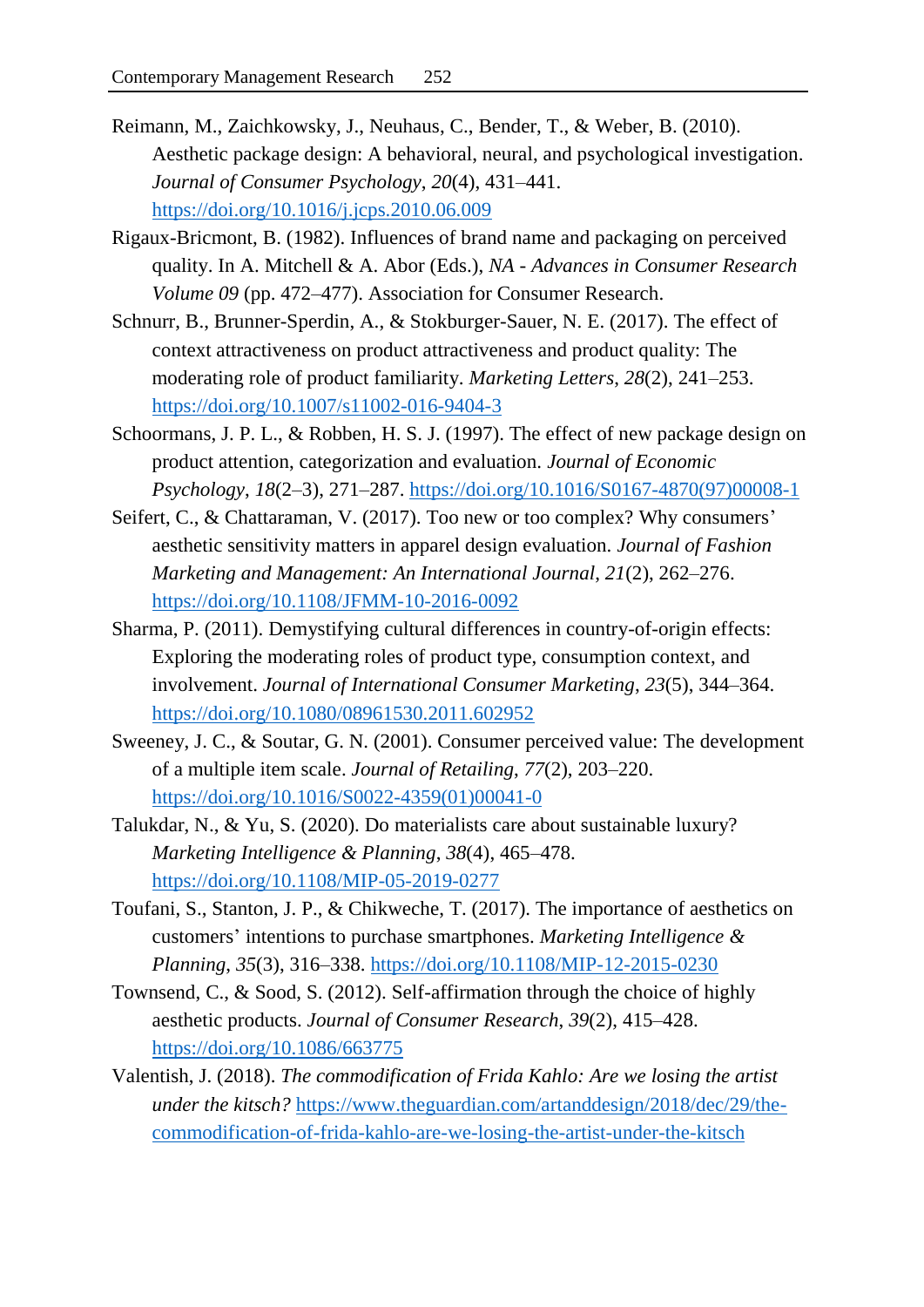Reimann, M., Zaichkowsky, J., Neuhaus, C., Bender, T., & Weber, B. (2010). Aesthetic package design: A behavioral, neural, and psychological investigation. *Journal of Consumer Psychology*, *20*(4), 431–441. https://doi.org/10.1016/j.jcps.2010.06.009

Rigaux-Bricmont, B. (1982). Influences of brand name and packaging on perceived quality. In A. Mitchell & A. Abor (Eds.), *NA - Advances in Consumer Research Volume 09* (pp. 472–477). Association for Consumer Research.

Schnurr, B., Brunner-Sperdin, A., & Stokburger-Sauer, N. E. (2017). The effect of context attractiveness on product attractiveness and product quality: The moderating role of product familiarity. *Marketing Letters*, *28*(2), 241–253. https://doi.org/10.1007/s11002-016-9404-3

Schoormans, J. P. L., & Robben, H. S. J. (1997). The effect of new package design on product attention, categorization and evaluation. *Journal of Economic Psychology*, *18*(2–3), 271–287. https://doi.org/10.1016/S0167-4870(97)00008-1

Seifert, C., & Chattaraman, V. (2017). Too new or too complex? Why consumers' aesthetic sensitivity matters in apparel design evaluation. *Journal of Fashion Marketing and Management: An International Journal*, *21*(2), 262–276. https://doi.org/10.1108/JFMM-10-2016-0092

Sharma, P. (2011). Demystifying cultural differences in country-of-origin effects: Exploring the moderating roles of product type, consumption context, and involvement. *Journal of International Consumer Marketing*, *23*(5), 344–364. https://doi.org/10.1080/08961530.2011.602952

Sweeney, J. C., & Soutar, G. N. (2001). Consumer perceived value: The development of a multiple item scale. *Journal of Retailing*, *77*(2), 203–220. https://doi.org/10.1016/S0022-4359(01)00041-0

Talukdar, N., & Yu, S. (2020). Do materialists care about sustainable luxury? *Marketing Intelligence & Planning*, *38*(4), 465–478. https://doi.org/10.1108/MIP-05-2019-0277

Toufani, S., Stanton, J. P., & Chikweche, T. (2017). The importance of aesthetics on customers' intentions to purchase smartphones. *Marketing Intelligence & Planning*, *35*(3), 316–338. https://doi.org/10.1108/MIP-12-2015-0230

Townsend, C., & Sood, S. (2012). Self-affirmation through the choice of highly aesthetic products. *Journal of Consumer Research*, *39*(2), 415–428. https://doi.org/10.1086/663775

Valentish, J. (2018). *The commodification of Frida Kahlo: Are we losing the artist under the kitsch?* https://www.theguardian.com/artanddesign/2018/dec/29/the-commodification-of-frida-kahlo-are-we-losing-the-artist-under-the-kitsch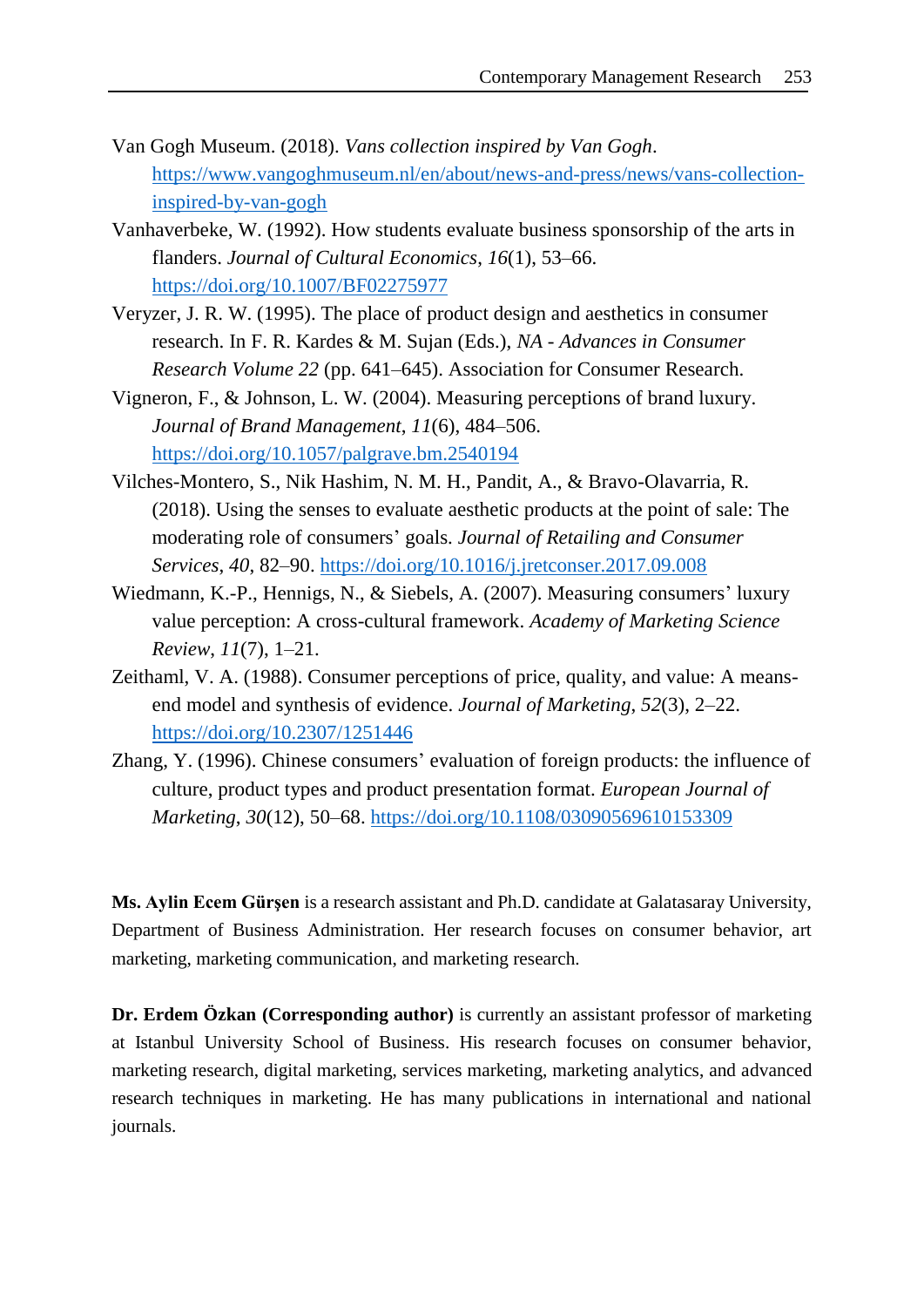Van Gogh Museum. (2018). *Vans collection inspired by Van Gogh*. https://www.vangoghmuseum.nl/en/about/news-and-press/news/vans-collection-inspired-by-van-gogh

Vanhaverbeke, W. (1992). How students evaluate business sponsorship of the arts in flanders. *Journal of Cultural Economics*, *16*(1), 53–66. https://doi.org/10.1007/BF02275977

Veryzer, J. R. W. (1995). The place of product design and aesthetics in consumer research. In F. R. Kardes & M. Sujan (Eds.), *NA - Advances in Consumer Research Volume 22* (pp. 641–645). Association for Consumer Research.

Vigneron, F., & Johnson, L. W. (2004). Measuring perceptions of brand luxury. *Journal of Brand Management*, *11*(6), 484–506. https://doi.org/10.1057/palgrave.bm.2540194

Vilches-Montero, S., Nik Hashim, N. M. H., Pandit, A., & Bravo-Olavarria, R. (2018). Using the senses to evaluate aesthetic products at the point of sale: The moderating role of consumers' goals. *Journal of Retailing and Consumer Services*, *40*, 82–90. https://doi.org/10.1016/j.jretconser.2017.09.008

Wiedmann, K.-P., Hennigs, N., & Siebels, A. (2007). Measuring consumers' luxury value perception: A cross-cultural framework. *Academy of Marketing Science Review*, *11*(7), 1–21.

Zeithaml, V. A. (1988). Consumer perceptions of price, quality, and value: A means-end model and synthesis of evidence. *Journal of Marketing*, *52*(3), 2–22. https://doi.org/10.2307/1251446

Zhang, Y. (1996). Chinese consumers' evaluation of foreign products: the influence of culture, product types and product presentation format. *European Journal of Marketing*, *30*(12), 50–68. https://doi.org/10.1108/03090569610153309

**Ms. Aylin Ecem Gürşen** is a research assistant and Ph.D. candidate at Galatasaray University, Department of Business Administration. Her research focuses on consumer behavior, art marketing, marketing communication, and marketing research.

**Dr. Erdem Özkan (Corresponding author)** is currently an assistant professor of marketing at Istanbul University School of Business. His research focuses on consumer behavior, marketing research, digital marketing, services marketing, marketing analytics, and advanced research techniques in marketing. He has many publications in international and national journals.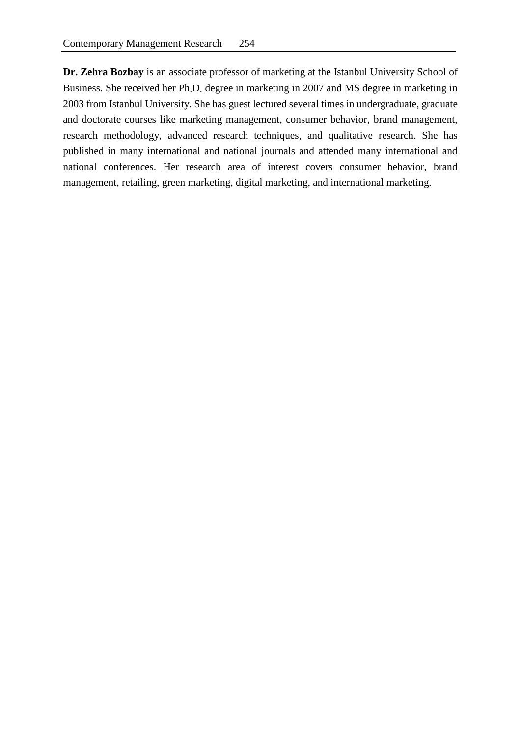**Dr. Zehra Bozbay** is an associate professor of marketing at the Istanbul University School of Business. She received her Ph.D. degree in marketing in 2007 and MS degree in marketing in 2003 from Istanbul University. She has guest lectured several times in undergraduate, graduate and doctorate courses like marketing management, consumer behavior, brand management, research methodology, advanced research techniques, and qualitative research. She has published in many international and national journals and attended many international and national conferences. Her research area of interest covers consumer behavior, brand management, retailing, green marketing, digital marketing, and international marketing.